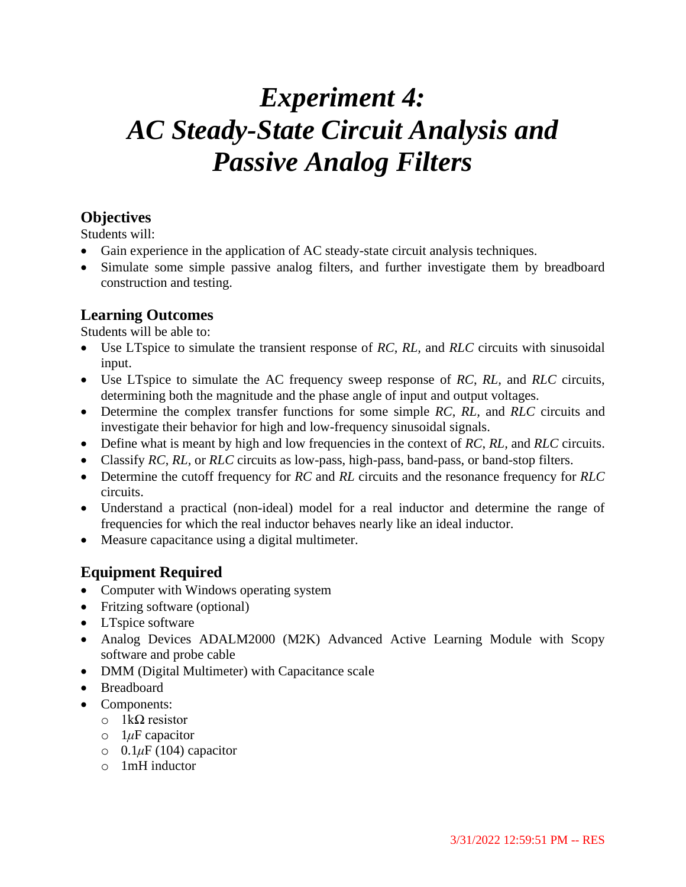# *Experiment 4: AC Steady-State Circuit Analysis and Passive Analog Filters*

## Objectives

Students will:

- Gain experience in the application of AC steady-state circuit analysis techniques.
- Simulate some simple passive analog filters, and further investigate them by breadboard construction and testing.

## Learning Outcomes

Students will be able to:

- Use LTspice to simulate the transient response of *RC*, *RL*, and *RLC* circuits with sinusoidal input.
- Use LTspice to simulate the AC frequency sweep response of *RC*, *RL*, and *RLC* circuits, determining both the magnitude and the phase angle of input and output voltages.
- Determine the complex transfer functions for some simple *RC*, *RL*, and *RLC* circuits and investigate their behavior for high and low-frequency sinusoidal signals.
- Define what is meant by high and low frequencies in the context of *RC*, *RL*, and *RLC* circuits.
- Classify *RC*, *RL*, or *RLC* circuits as low-pass, high-pass, band-pass, or band-stop filters.
- Determine the cutoff frequency for *RC* and *RL* circuits and the resonance frequency for *RLC* circuits.
- Understand a practical (non-ideal) model for a real inductor and determine the range of frequencies for which the real inductor behaves nearly like an ideal inductor.
- Measure capacitance using a digital multimeter.

## Equipment Required

- Computer with Windows operating system
- Fritzing software (optional)
- LTspice software
- Analog Devices ADALM2000 (M2K) Advanced Active Learning Module with Scopy software and probe cable
- DMM (Digital Multimeter) with Capacitance scale
- Breadboard
- Components:
  - 1kΩ resistor
  - 1$\mu$F capacitor
  - 0.1$\mu$F (104) capacitor
  - 1mH inductor

3/31/2022 12:59:51 PM -- RES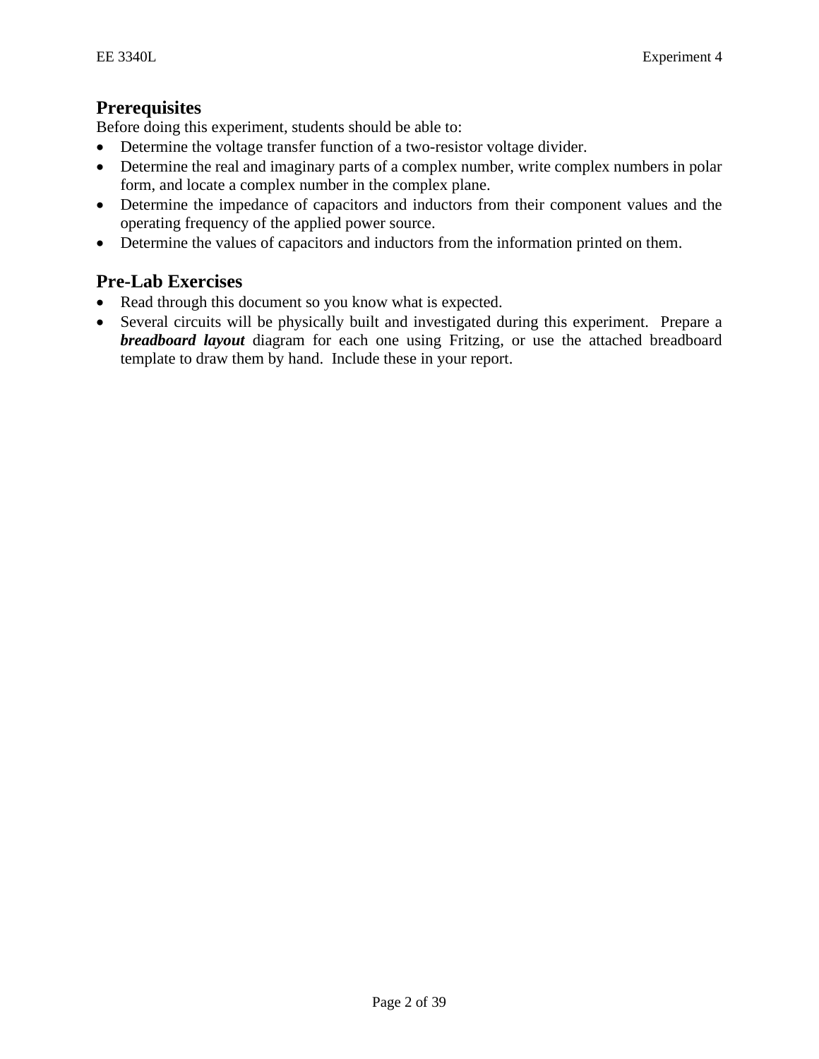## Prerequisites

Before doing this experiment, students should be able to:

- Determine the voltage transfer function of a two-resistor voltage divider.
- Determine the real and imaginary parts of a complex number, write complex numbers in polar form, and locate a complex number in the complex plane.
- Determine the impedance of capacitors and inductors from their component values and the operating frequency of the applied power source.
- Determine the values of capacitors and inductors from the information printed on them.

## Pre-Lab Exercises

- Read through this document so you know what is expected.
- Several circuits will be physically built and investigated during this experiment. Prepare a ***breadboard layout*** diagram for each one using Fritzing, or use the attached breadboard template to draw them by hand. Include these in your report.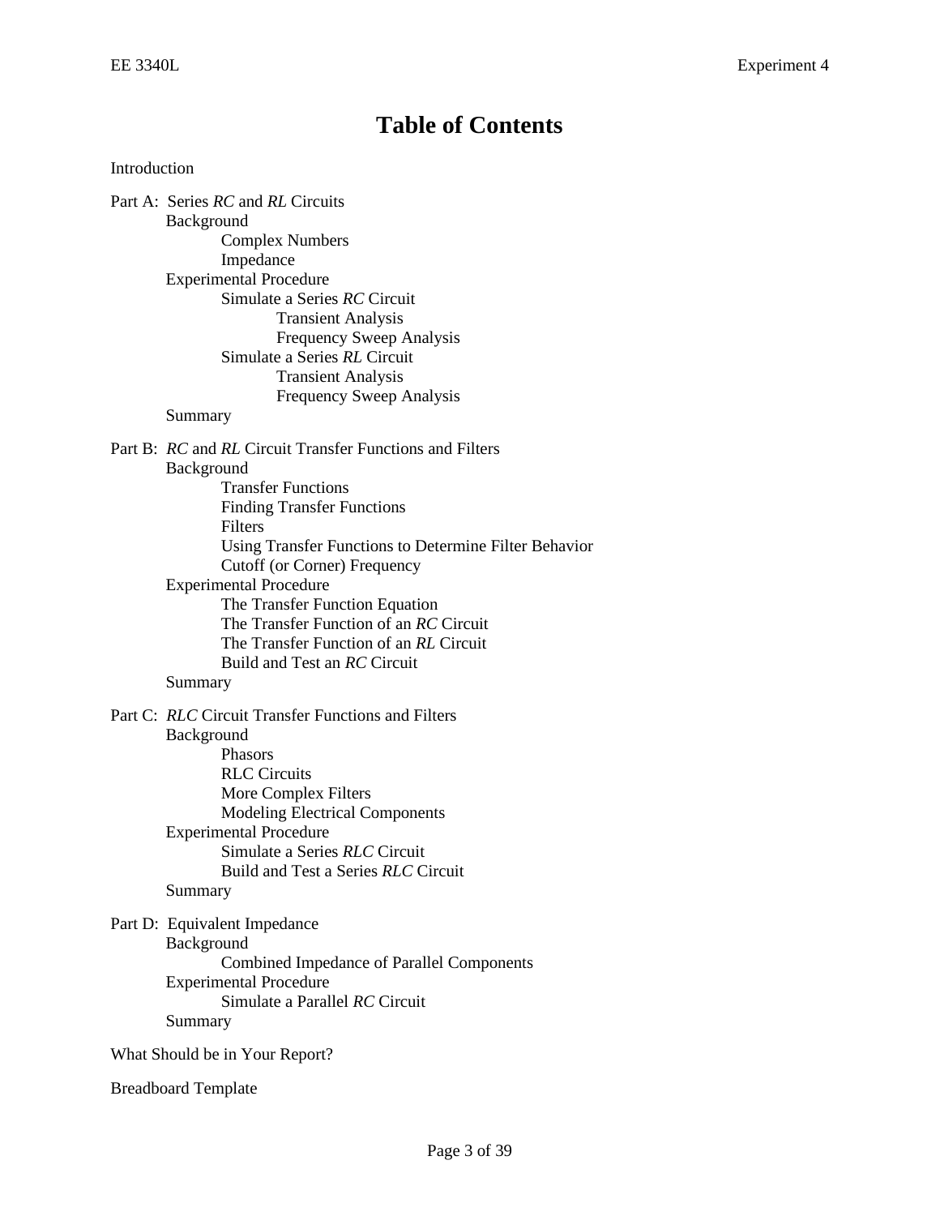# Table of Contents

Introduction

Part A: Series *RC* and *RL* Circuits
- Background
  - Complex Numbers
  - Impedance
- Experimental Procedure
  - Simulate a Series *RC* Circuit
    - Transient Analysis
    - Frequency Sweep Analysis
  - Simulate a Series *RL* Circuit
    - Transient Analysis
    - Frequency Sweep Analysis
- Summary

Part B: *RC* and *RL* Circuit Transfer Functions and Filters
- Background
  - Transfer Functions
  - Finding Transfer Functions
  - Filters
  - Using Transfer Functions to Determine Filter Behavior
  - Cutoff (or Corner) Frequency
- Experimental Procedure
  - The Transfer Function Equation
  - The Transfer Function of an *RC* Circuit
  - The Transfer Function of an *RL* Circuit
  - Build and Test an *RC* Circuit
- Summary

Part C: *RLC* Circuit Transfer Functions and Filters
- Background
  - Phasors
  - RLC Circuits
  - More Complex Filters
  - Modeling Electrical Components
- Experimental Procedure
  - Simulate a Series *RLC* Circuit
  - Build and Test a Series *RLC* Circuit
- Summary

Part D: Equivalent Impedance
- Background
  - Combined Impedance of Parallel Components
- Experimental Procedure
  - Simulate a Parallel *RC* Circuit
- Summary

What Should be in Your Report?

Breadboard Template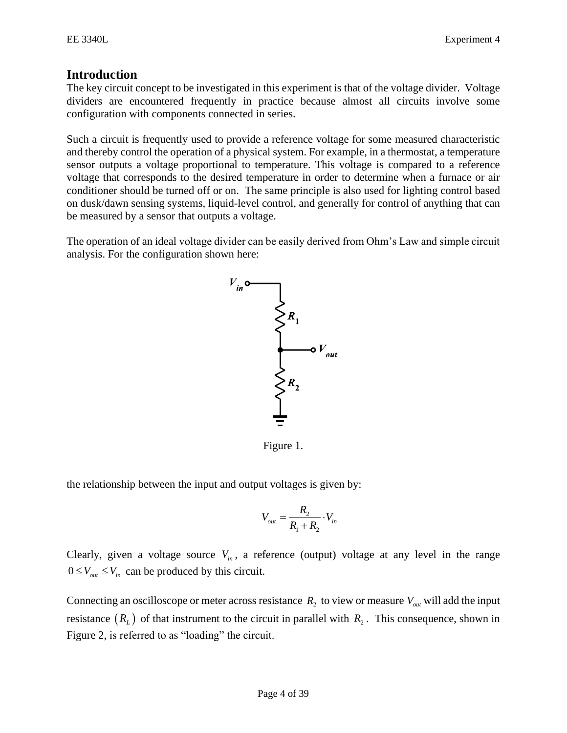## Introduction

The key circuit concept to be investigated in this experiment is that of the voltage divider. Voltage dividers are encountered frequently in practice because almost all circuits involve some configuration with components connected in series.

Such a circuit is frequently used to provide a reference voltage for some measured characteristic and thereby control the operation of a physical system. For example, in a thermostat, a temperature sensor outputs a voltage proportional to temperature. This voltage is compared to a reference voltage that corresponds to the desired temperature in order to determine when a furnace or air conditioner should be turned off or on. The same principle is also used for lighting control based on dusk/dawn sensing systems, liquid-level control, and generally for control of anything that can be measured by a sensor that outputs a voltage.

The operation of an ideal voltage divider can be easily derived from Ohm's Law and simple circuit analysis. For the configuration shown here:

Figure 1.

the relationship between the input and output voltages is given by:

$$V_{out} = \frac{R_2}{R_1 + R_2} \cdot V_{in}$$

Clearly, given a voltage source $V_{in}$, a reference (output) voltage at any level in the range $0 \le V_{out} \le V_{in}$ can be produced by this circuit.

Connecting an oscilloscope or meter across resistance $R_2$ to view or measure $V_{out}$ will add the input resistance $(R_L)$ of that instrument to the circuit in parallel with $R_2$. This consequence, shown in Figure 2, is referred to as "loading" the circuit.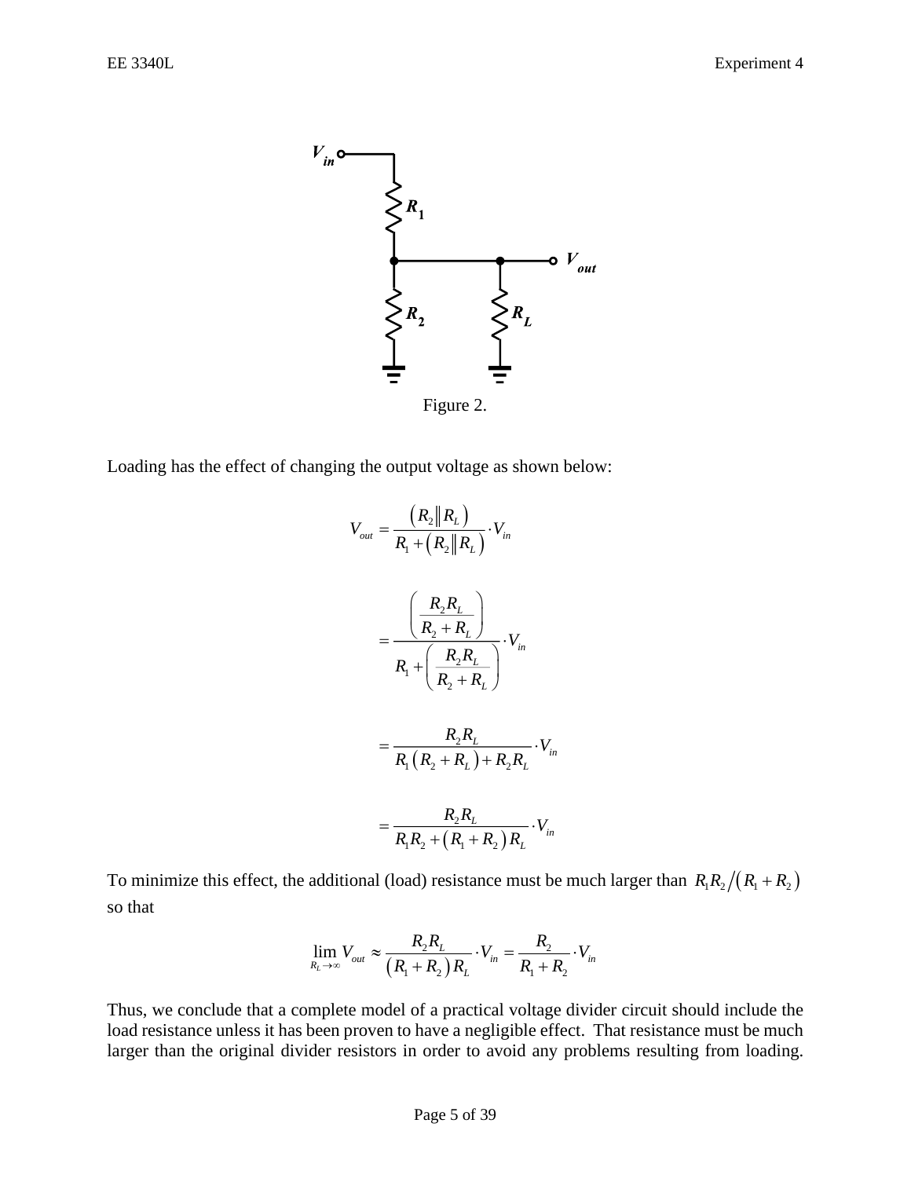Figure 2.

Loading has the effect of changing the output voltage as shown below:

$$V_{out} = \frac{\left(R_2 \| R_L\right)}{R_1 + \left(R_2 \| R_L\right)} \cdot V_{in}$$

$$= \frac{\left(\dfrac{R_2 R_L}{R_2 + R_L}\right)}{R_1 + \left(\dfrac{R_2 R_L}{R_2 + R_L}\right)} \cdot V_{in}$$

$$= \frac{R_2 R_L}{R_1\left(R_2 + R_L\right) + R_2 R_L} \cdot V_{in}$$

$$= \frac{R_2 R_L}{R_1 R_2 + \left(R_1 + R_2\right) R_L} \cdot V_{in}$$

To minimize this effect, the additional (load) resistance must be much larger than $R_1 R_2 / \left(R_1 + R_2\right)$ so that

$$\lim_{R_L \to \infty} V_{out} \approx \frac{R_2 R_L}{\left(R_1 + R_2\right) R_L} \cdot V_{in} = \frac{R_2}{R_1 + R_2} \cdot V_{in}$$

Thus, we conclude that a complete model of a practical voltage divider circuit should include the load resistance unless it has been proven to have a negligible effect. That resistance must be much larger than the original divider resistors in order to avoid any problems resulting from loading.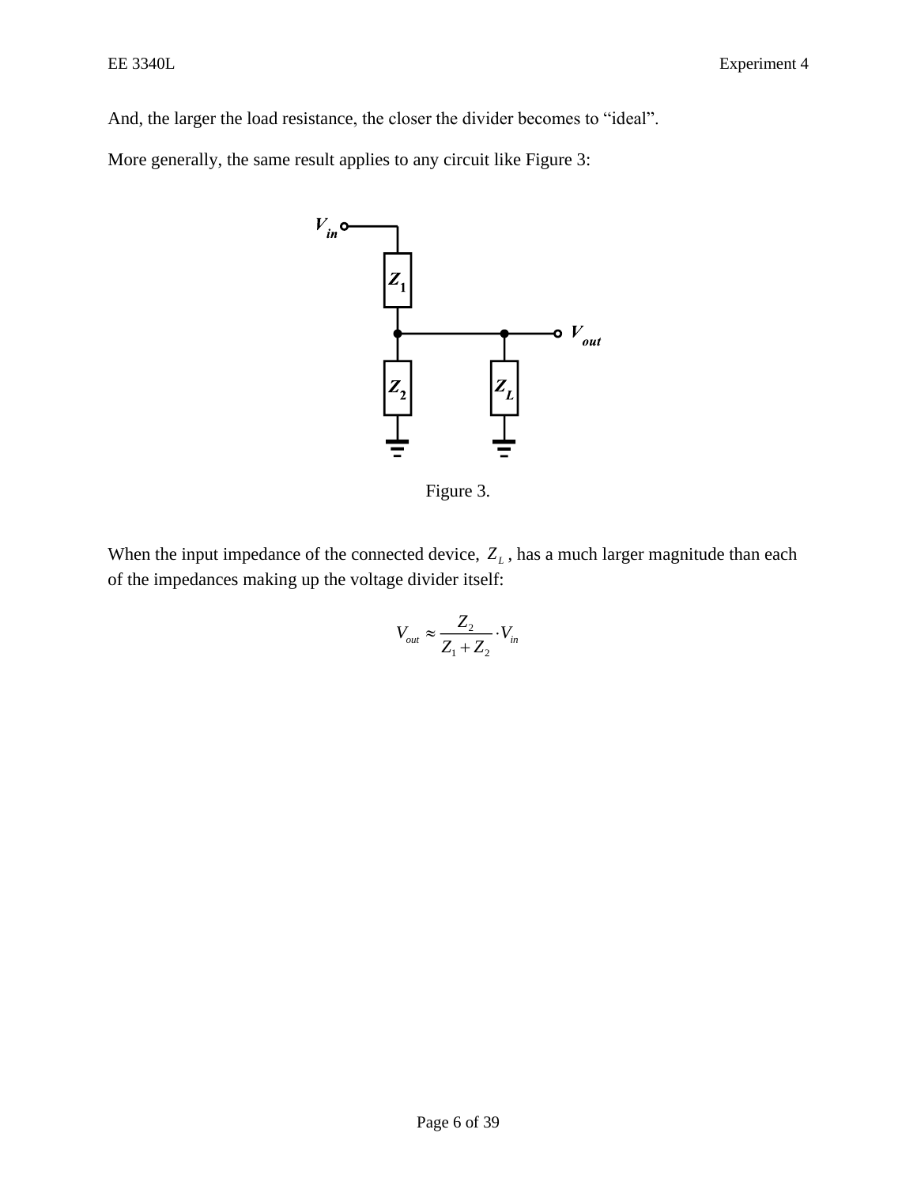And, the larger the load resistance, the closer the divider becomes to "ideal".

More generally, the same result applies to any circuit like Figure 3:

Figure 3.

When the input impedance of the connected device, $Z_L$, has a much larger magnitude than each of the impedances making up the voltage divider itself:

$$V_{out} \approx \frac{Z_2}{Z_1 + Z_2} \cdot V_{in}$$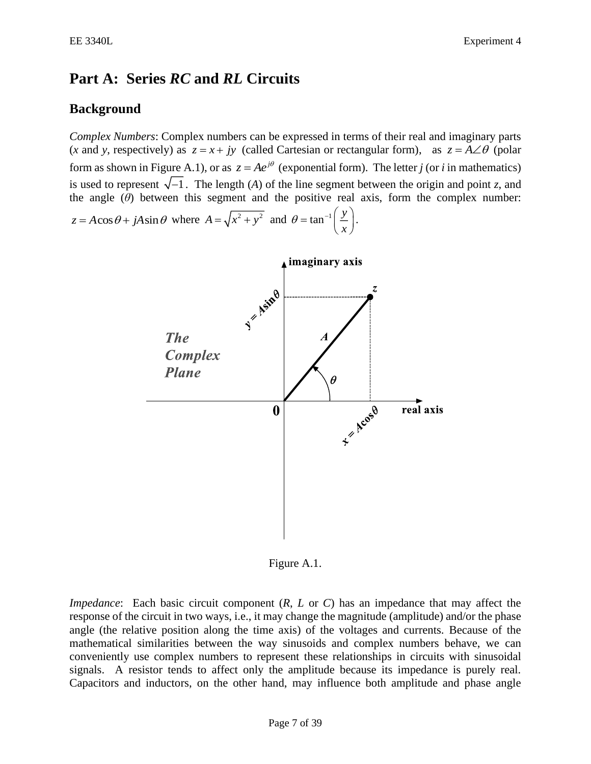# Part A: Series *RC* and *RL* Circuits

## Background

*Complex Numbers*: Complex numbers can be expressed in terms of their real and imaginary parts (*x* and *y*, respectively) as $z = x + jy$ (called Cartesian or rectangular form), as $z = A\angle\theta$ (polar form as shown in Figure A.1), or as $z = Ae^{j\theta}$ (exponential form). The letter *j* (or *i* in mathematics) is used to represent $\sqrt{-1}$. The length (*A*) of the line segment between the origin and point *z*, and the angle ($\theta$) between this segment and the positive real axis, form the complex number: $z = A\cos\theta + jA\sin\theta$ where $A = \sqrt{x^2 + y^2}$ and $\theta = \tan^{-1}\left(\frac{y}{x}\right)$.

Figure A.1.

*Impedance*: Each basic circuit component (*R*, *L* or *C*) has an impedance that may affect the response of the circuit in two ways, i.e., it may change the magnitude (amplitude) and/or the phase angle (the relative position along the time axis) of the voltages and currents. Because of the mathematical similarities between the way sinusoids and complex numbers behave, we can conveniently use complex numbers to represent these relationships in circuits with sinusoidal signals. A resistor tends to affect only the amplitude because its impedance is purely real. Capacitors and inductors, on the other hand, may influence both amplitude and phase angle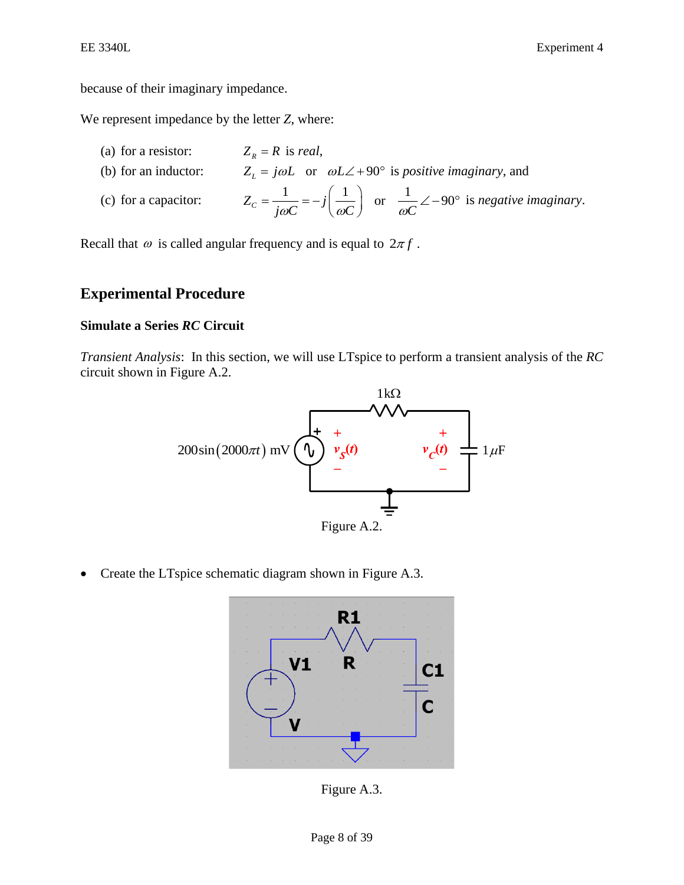because of their imaginary impedance.

We represent impedance by the letter *Z*, where:

(a) for a resistor: $Z_R = R$ is *real*,

(b) for an inductor: $Z_L = j\omega L$ or $\omega L\angle +90°$ is *positive imaginary*, and

(c) for a capacitor: $Z_C = \dfrac{1}{j\omega C} = -j\left(\dfrac{1}{\omega C}\right)$ or $\dfrac{1}{\omega C}\angle -90°$ is *negative imaginary*.

Recall that $\omega$ is called angular frequency and is equal to $2\pi f$.

## Experimental Procedure

### Simulate a Series *RC* Circuit

*Transient Analysis*: In this section, we will use LTspice to perform a transient analysis of the *RC* circuit shown in Figure A.2.

1kΩ

$200\sin(2000\pi t)$ mV

$v_S(t)$

$v_C(t)$

1μF

Figure A.2.

- Create the LTspice schematic diagram shown in Figure A.3.

R1

V1

R

C1

C

V

Figure A.3.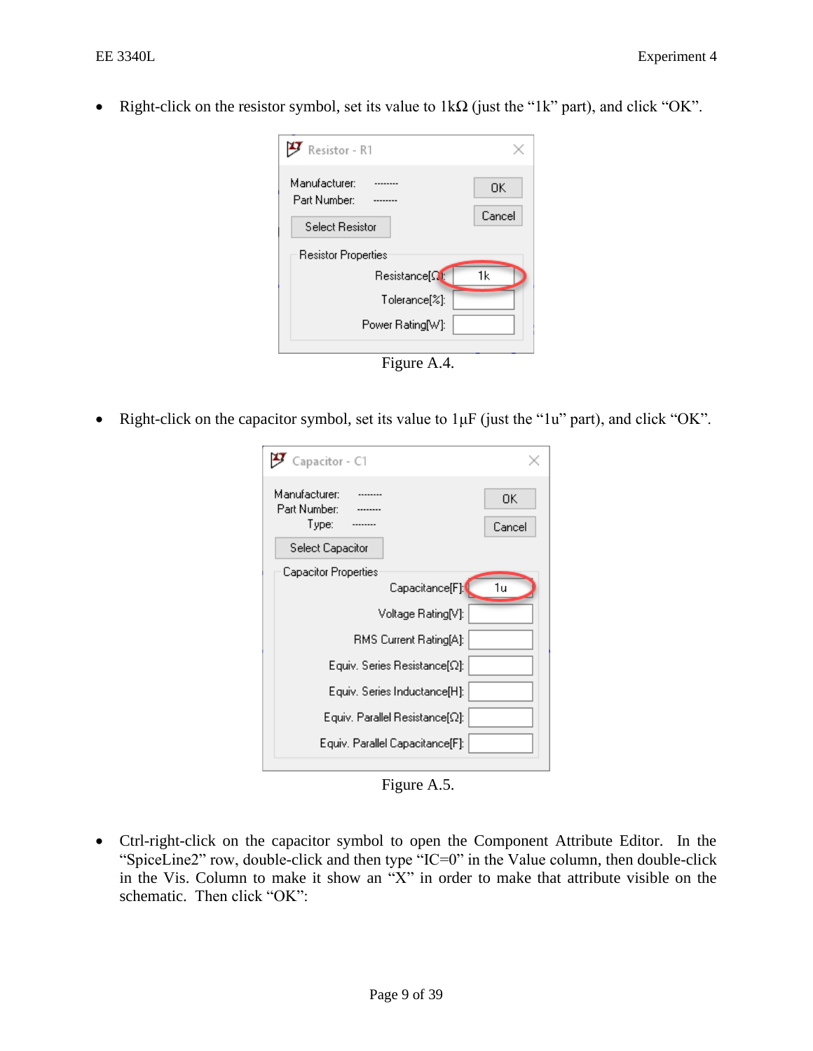- Right-click on the resistor symbol, set its value to 1kΩ (just the “1k” part), and click “OK”.

Figure A.4.

- Right-click on the capacitor symbol, set its value to 1μF (just the “1u” part), and click “OK”.

Figure A.5.

- Ctrl-right-click on the capacitor symbol to open the Component Attribute Editor. In the “SpiceLine2” row, double-click and then type “IC=0” in the Value column, then double-click in the Vis. Column to make it show an “X” in order to make that attribute visible on the schematic. Then click “OK”: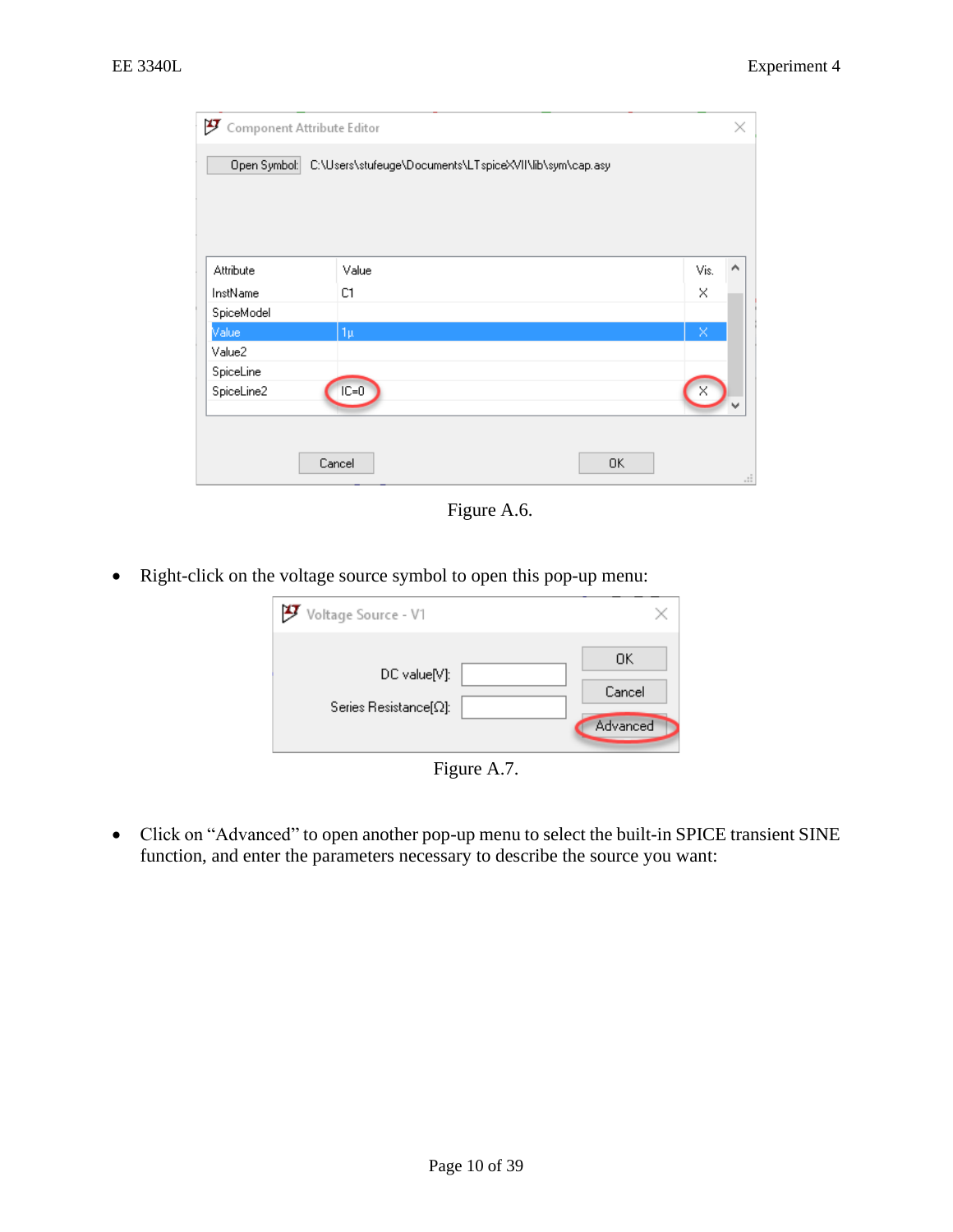Figure A.6.

- Right-click on the voltage source symbol to open this pop-up menu:

Figure A.7.

- Click on "Advanced" to open another pop-up menu to select the built-in SPICE transient SINE function, and enter the parameters necessary to describe the source you want: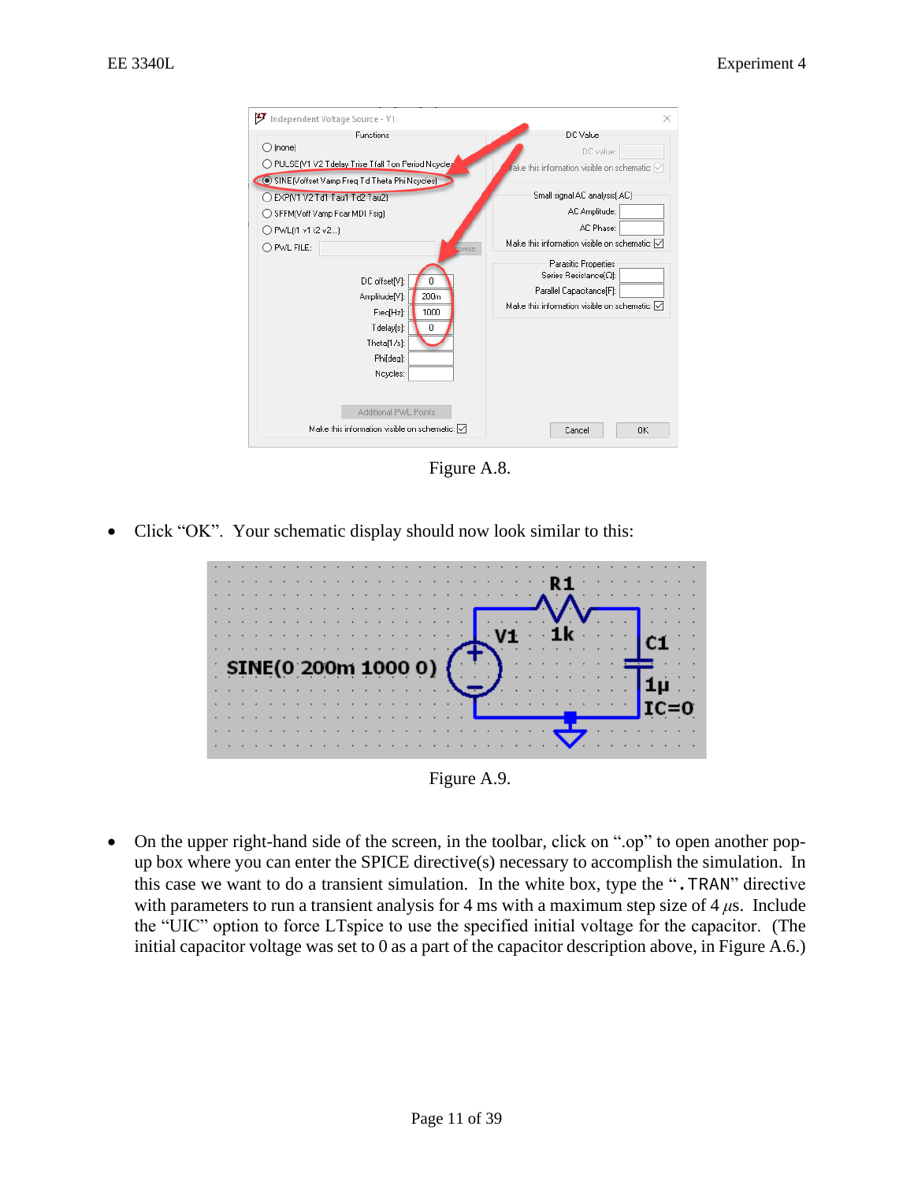Figure A.8.

- Click “OK”. Your schematic display should now look similar to this:

Figure A.9.

- On the upper right-hand side of the screen, in the toolbar, click on “.op” to open another pop-up box where you can enter the SPICE directive(s) necessary to accomplish the simulation. In this case we want to do a transient simulation. In the white box, type the “`.TRAN`” directive with parameters to run a transient analysis for 4 ms with a maximum step size of 4 $\mu$s. Include the “UIC” option to force LTspice to use the specified initial voltage for the capacitor. (The initial capacitor voltage was set to 0 as a part of the capacitor description above, in Figure A.6.)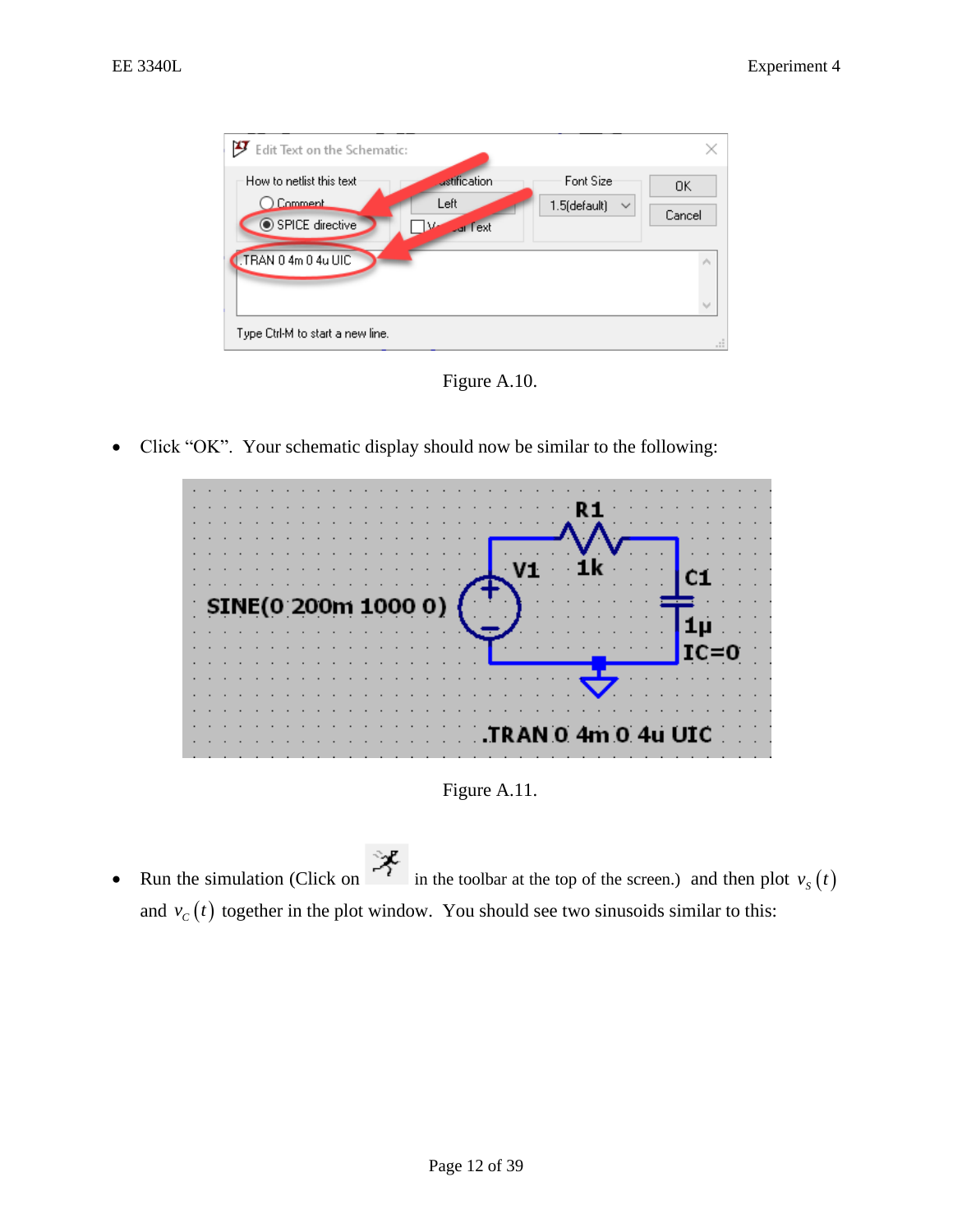Figure A.10.

- Click “OK”. Your schematic display should now be similar to the following:

Figure A.11.

- Run the simulation (Click on in the toolbar at the top of the screen.) and then plot $v_S(t)$ and $v_C(t)$ together in the plot window. You should see two sinusoids similar to this: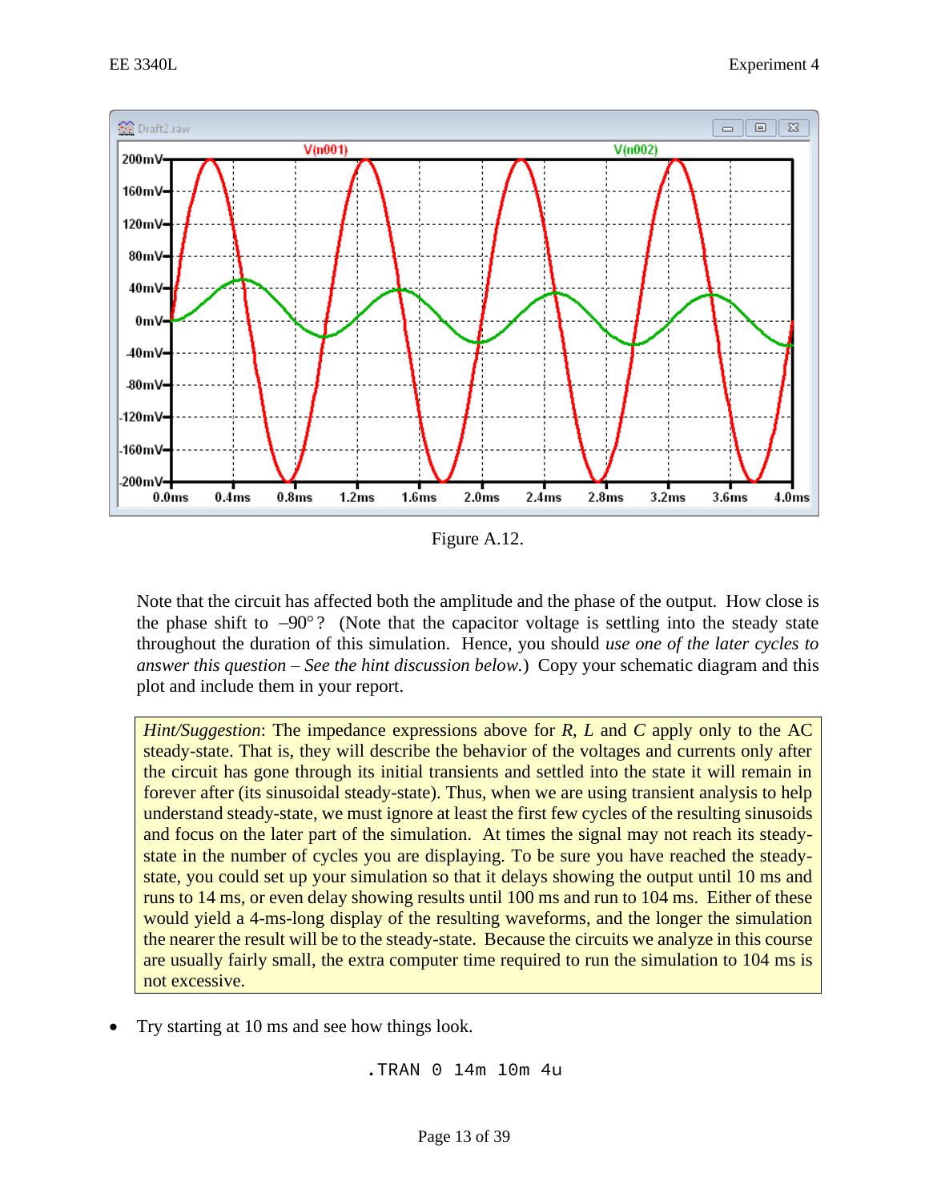Figure A.12.

Note that the circuit has affected both the amplitude and the phase of the output. How close is the phase shift to –90° ? (Note that the capacitor voltage is settling into the steady state throughout the duration of this simulation. Hence, you should *use one of the later cycles to answer this question – See the hint discussion below.*) Copy your schematic diagram and this plot and include them in your report.

> *Hint/Suggestion*: The impedance expressions above for *R*, *L* and *C* apply only to the AC steady-state. That is, they will describe the behavior of the voltages and currents only after the circuit has gone through its initial transients and settled into the state it will remain in forever after (its sinusoidal steady-state). Thus, when we are using transient analysis to help understand steady-state, we must ignore at least the first few cycles of the resulting sinusoids and focus on the later part of the simulation. At times the signal may not reach its steady-state in the number of cycles you are displaying. To be sure you have reached the steady-state, you could set up your simulation so that it delays showing the output until 10 ms and runs to 14 ms, or even delay showing results until 100 ms and run to 104 ms. Either of these would yield a 4-ms-long display of the resulting waveforms, and the longer the simulation the nearer the result will be to the steady-state. Because the circuits we analyze in this course are usually fairly small, the extra computer time required to run the simulation to 104 ms is not excessive.

- Try starting at 10 ms and see how things look.

```
.TRAN 0 14m 10m 4u
```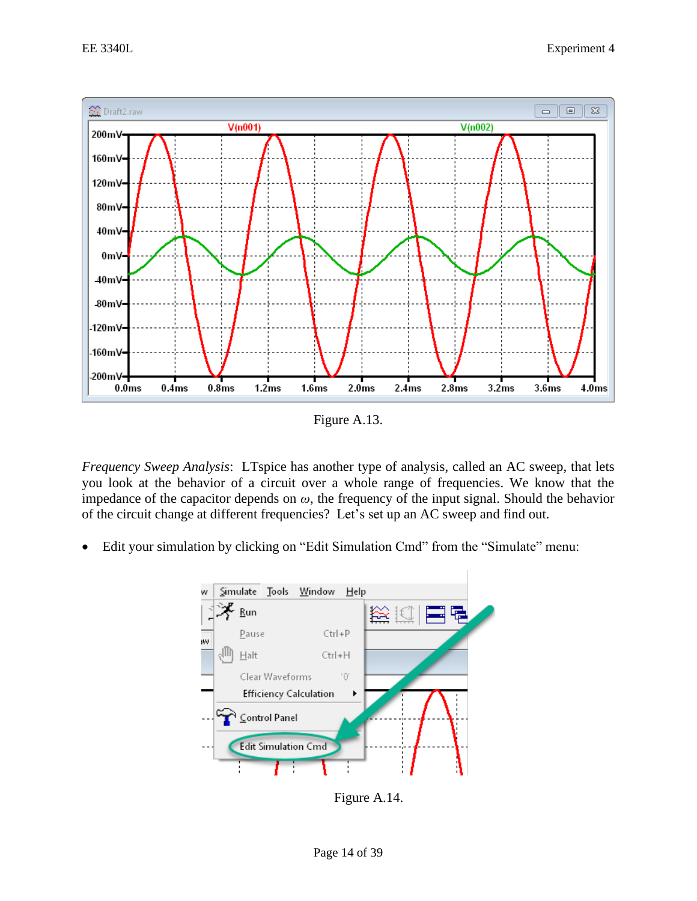Figure A.13.

*Frequency Sweep Analysis*: LTspice has another type of analysis, called an AC sweep, that lets you look at the behavior of a circuit over a whole range of frequencies. We know that the impedance of the capacitor depends on $\omega$, the frequency of the input signal. Should the behavior of the circuit change at different frequencies? Let's set up an AC sweep and find out.

- Edit your simulation by clicking on "Edit Simulation Cmd" from the "Simulate" menu:

Figure A.14.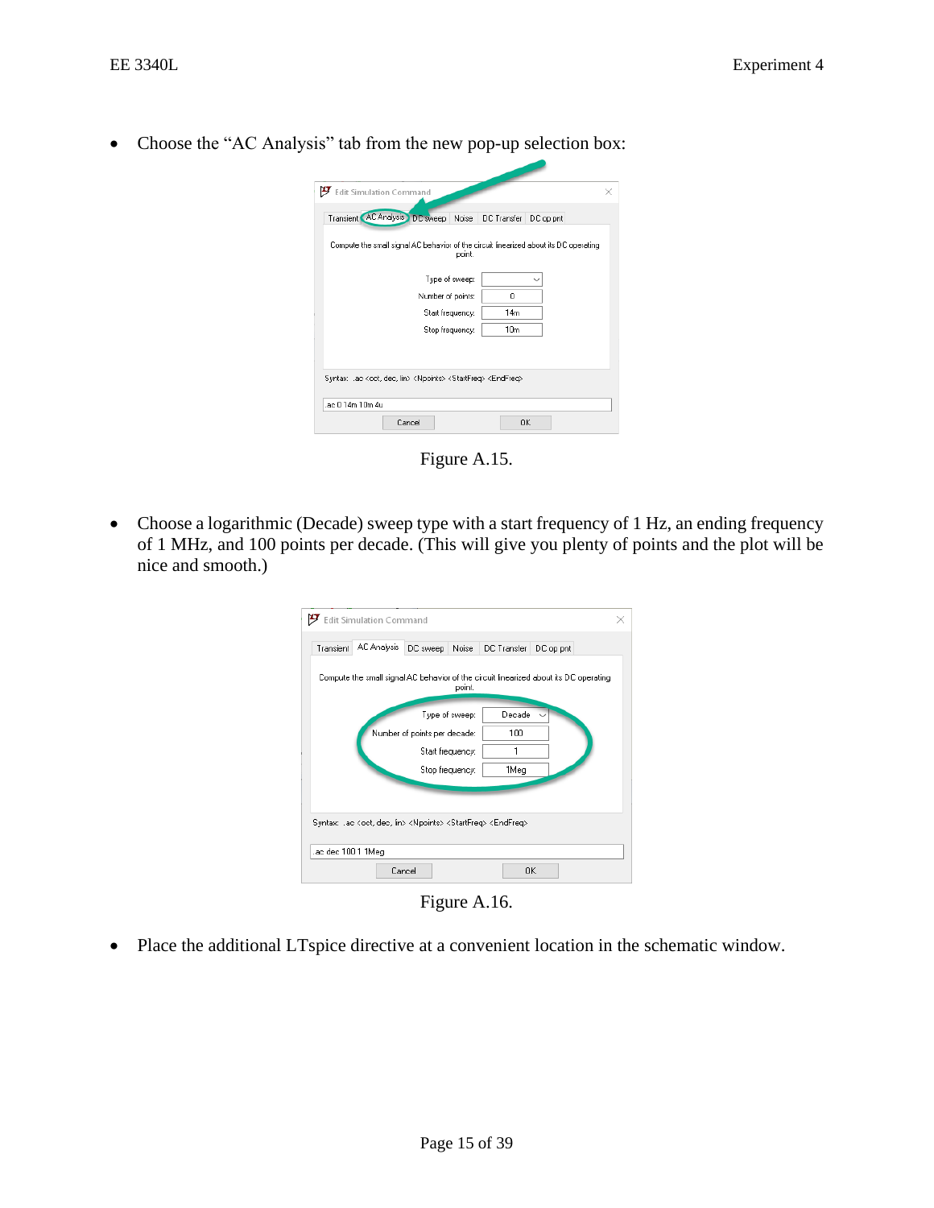- Choose the "AC Analysis" tab from the new pop-up selection box:

Figure A.15.

- Choose a logarithmic (Decade) sweep type with a start frequency of 1 Hz, an ending frequency of 1 MHz, and 100 points per decade. (This will give you plenty of points and the plot will be nice and smooth.)

Figure A.16.

- Place the additional LTspice directive at a convenient location in the schematic window.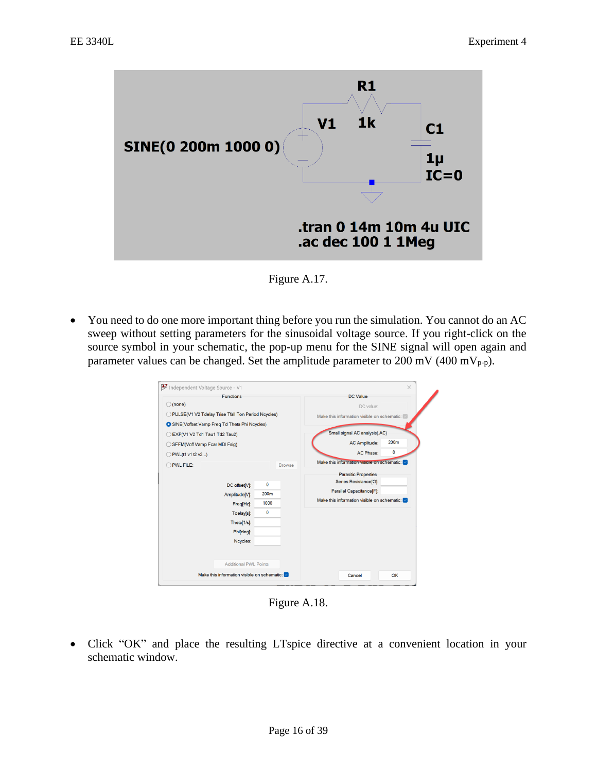Figure A.17.

- You need to do one more important thing before you run the simulation. You cannot do an AC sweep without setting parameters for the sinusoidal voltage source. If you right-click on the source symbol in your schematic, the pop-up menu for the SINE signal will open again and parameter values can be changed. Set the amplitude parameter to 200 mV (400 $mV_{p\text{-}p}$).

Figure A.18.

- Click "OK" and place the resulting LTspice directive at a convenient location in your schematic window.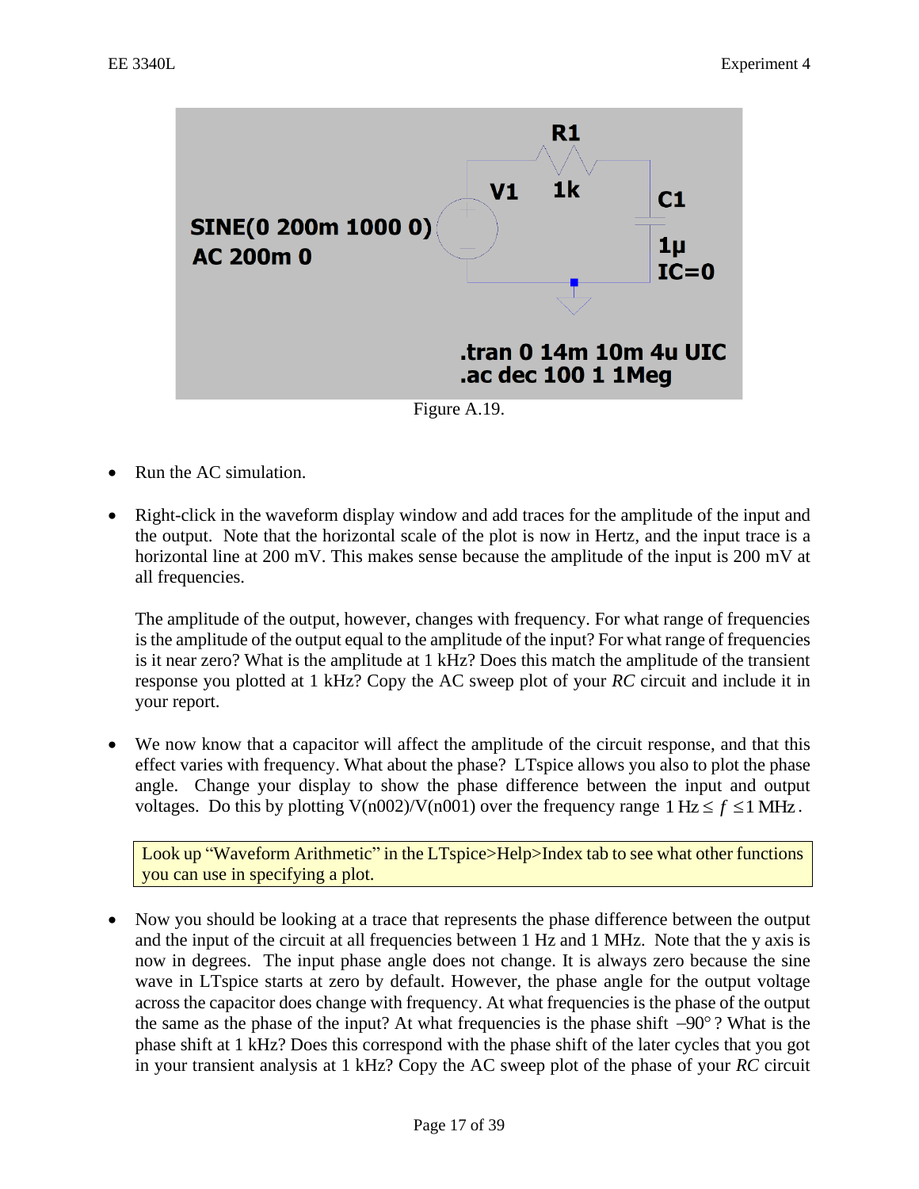SINE(0 200m 1000 0)
AC 200m 0

V1 R1 1k C1 1µ IC=0

.tran 0 14m 10m 4u UIC
.ac dec 100 1 1Meg

Figure A.19.

- Run the AC simulation.

- Right-click in the waveform display window and add traces for the amplitude of the input and the output. Note that the horizontal scale of the plot is now in Hertz, and the input trace is a horizontal line at 200 mV. This makes sense because the amplitude of the input is 200 mV at all frequencies.

  The amplitude of the output, however, changes with frequency. For what range of frequencies is the amplitude of the output equal to the amplitude of the input? For what range of frequencies is it near zero? What is the amplitude at 1 kHz? Does this match the amplitude of the transient response you plotted at 1 kHz? Copy the AC sweep plot of your *RC* circuit and include it in your report.

- We now know that a capacitor will affect the amplitude of the circuit response, and that this effect varies with frequency. What about the phase? LTspice allows you also to plot the phase angle. Change your display to show the phase difference between the input and output voltages. Do this by plotting V(n002)/V(n001) over the frequency range $1\text{ Hz} \le f \le 1\text{ MHz}$.

> Look up "Waveform Arithmetic" in the LTspice>Help>Index tab to see what other functions you can use in specifying a plot.

- Now you should be looking at a trace that represents the phase difference between the output and the input of the circuit at all frequencies between 1 Hz and 1 MHz. Note that the y axis is now in degrees. The input phase angle does not change. It is always zero because the sine wave in LTspice starts at zero by default. However, the phase angle for the output voltage across the capacitor does change with frequency. At what frequencies is the phase of the output the same as the phase of the input? At what frequencies is the phase shift $-90°$? What is the phase shift at 1 kHz? Does this correspond with the phase shift of the later cycles that you got in your transient analysis at 1 kHz? Copy the AC sweep plot of the phase of your *RC* circuit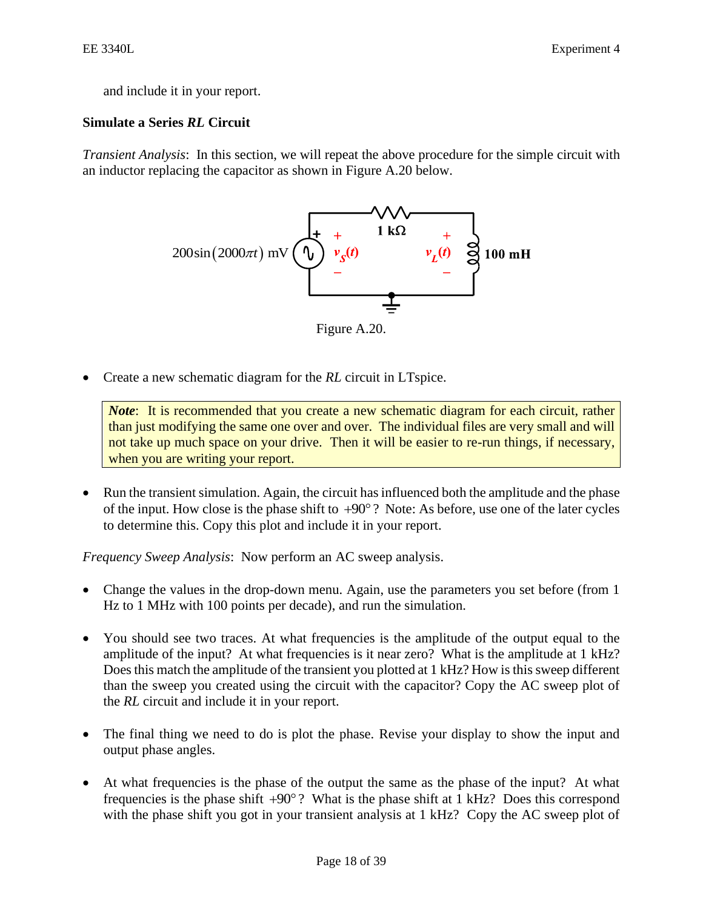and include it in your report.

### Simulate a Series *RL* Circuit

*Transient Analysis*: In this section, we will repeat the above procedure for the simple circuit with an inductor replacing the capacitor as shown in Figure A.20 below.

Figure A.20.

- Create a new schematic diagram for the *RL* circuit in LTspice.

> ***Note***: It is recommended that you create a new schematic diagram for each circuit, rather than just modifying the same one over and over. The individual files are very small and will not take up much space on your drive. Then it will be easier to re-run things, if necessary, when you are writing your report.

- Run the transient simulation. Again, the circuit has influenced both the amplitude and the phase of the input. How close is the phase shift to $+90°$? Note: As before, use one of the later cycles to determine this. Copy this plot and include it in your report.

*Frequency Sweep Analysis*: Now perform an AC sweep analysis.

- Change the values in the drop-down menu. Again, use the parameters you set before (from 1 Hz to 1 MHz with 100 points per decade), and run the simulation.

- You should see two traces. At what frequencies is the amplitude of the output equal to the amplitude of the input? At what frequencies is it near zero? What is the amplitude at 1 kHz? Does this match the amplitude of the transient you plotted at 1 kHz? How is this sweep different than the sweep you created using the circuit with the capacitor? Copy the AC sweep plot of the *RL* circuit and include it in your report.

- The final thing we need to do is plot the phase. Revise your display to show the input and output phase angles.

- At what frequencies is the phase of the output the same as the phase of the input? At what frequencies is the phase shift $+90°$? What is the phase shift at 1 kHz? Does this correspond with the phase shift you got in your transient analysis at 1 kHz? Copy the AC sweep plot of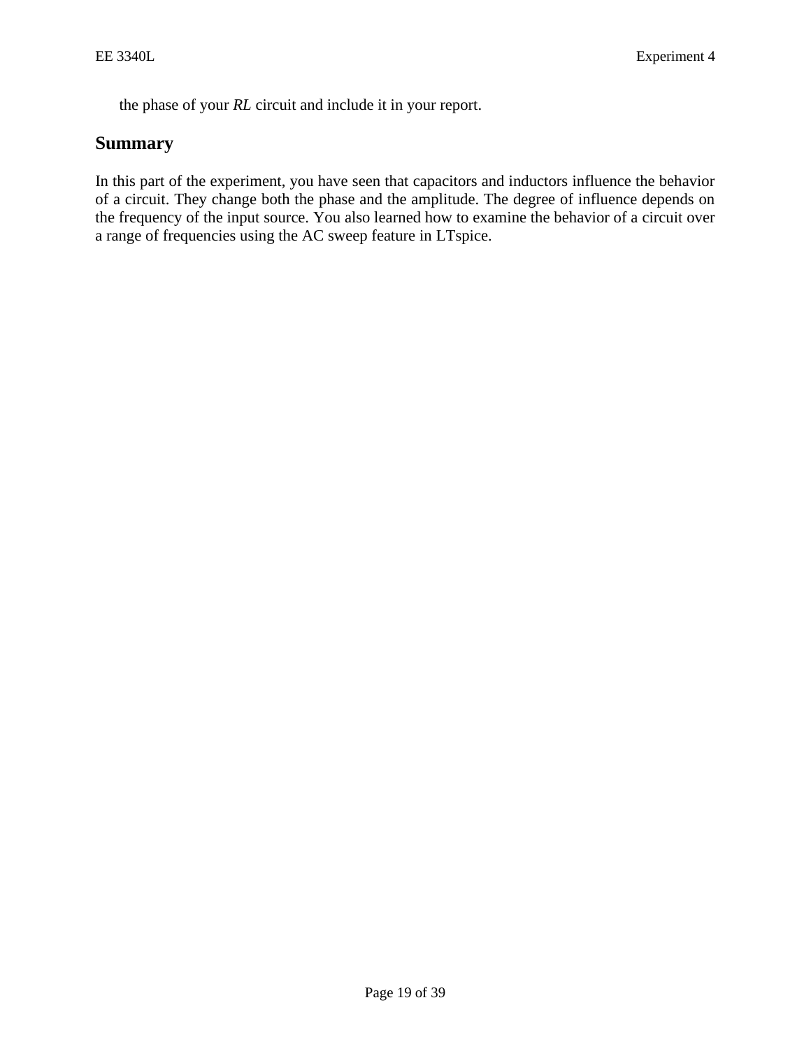the phase of your *RL* circuit and include it in your report.

## Summary

In this part of the experiment, you have seen that capacitors and inductors influence the behavior of a circuit. They change both the phase and the amplitude. The degree of influence depends on the frequency of the input source. You also learned how to examine the behavior of a circuit over a range of frequencies using the AC sweep feature in LTspice.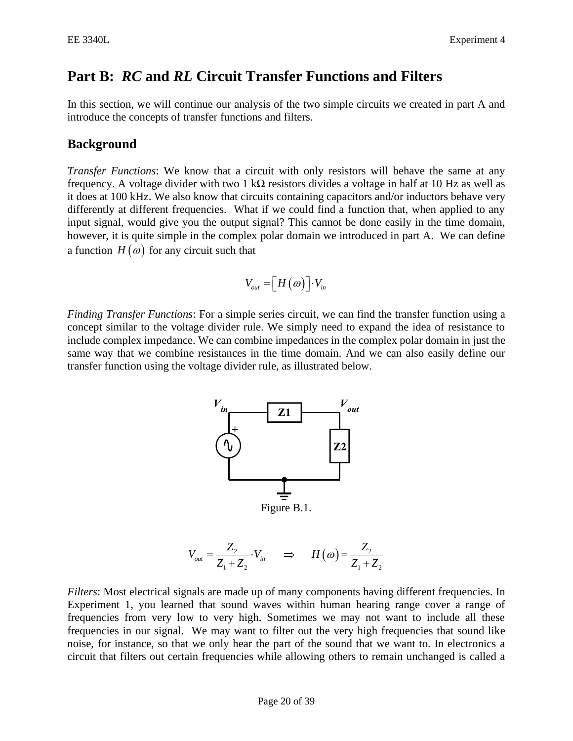## Part B: *RC* and *RL* Circuit Transfer Functions and Filters

In this section, we will continue our analysis of the two simple circuits we created in part A and introduce the concepts of transfer functions and filters.

### Background

*Transfer Functions*: We know that a circuit with only resistors will behave the same at any frequency. A voltage divider with two 1 kΩ resistors divides a voltage in half at 10 Hz as well as it does at 100 kHz. We also know that circuits containing capacitors and/or inductors behave very differently at different frequencies. What if we could find a function that, when applied to any input signal, would give you the output signal? This cannot be done easily in the time domain, however, it is quite simple in the complex polar domain we introduced in part A. We can define a function $H(\omega)$ for any circuit such that

$$V_{out} = \left[H(\omega)\right] \cdot V_{in}$$

*Finding Transfer Functions*: For a simple series circuit, we can find the transfer function using a concept similar to the voltage divider rule. We simply need to expand the idea of resistance to include complex impedance. We can combine impedances in the complex polar domain in just the same way that we combine resistances in the time domain. And we can also easily define our transfer function using the voltage divider rule, as illustrated below.

Figure B.1.

$$V_{out} = \frac{Z_2}{Z_1 + Z_2} \cdot V_{in} \qquad \Rightarrow \qquad H(\omega) = \frac{Z_2}{Z_1 + Z_2}$$

*Filters*: Most electrical signals are made up of many components having different frequencies. In Experiment 1, you learned that sound waves within human hearing range cover a range of frequencies from very low to very high. Sometimes we may not want to include all these frequencies in our signal. We may want to filter out the very high frequencies that sound like noise, for instance, so that we only hear the part of the sound that we want to. In electronics a circuit that filters out certain frequencies while allowing others to remain unchanged is called a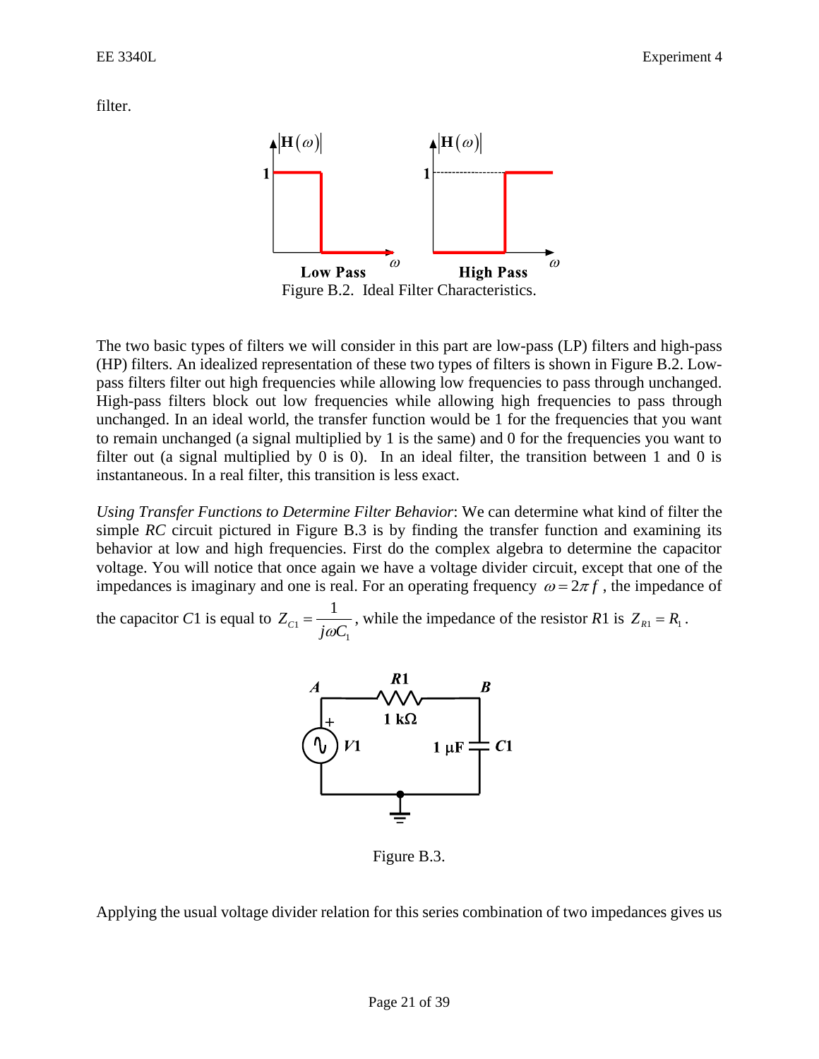filter.

Figure B.2.  Ideal Filter Characteristics.

The two basic types of filters we will consider in this part are low-pass (LP) filters and high-pass (HP) filters. An idealized representation of these two types of filters is shown in Figure B.2. Low-pass filters filter out high frequencies while allowing low frequencies to pass through unchanged. High-pass filters block out low frequencies while allowing high frequencies to pass through unchanged. In an ideal world, the transfer function would be 1 for the frequencies that you want to remain unchanged (a signal multiplied by 1 is the same) and 0 for the frequencies you want to filter out (a signal multiplied by 0 is 0).  In an ideal filter, the transition between 1 and 0 is instantaneous. In a real filter, this transition is less exact.

*Using Transfer Functions to Determine Filter Behavior*: We can determine what kind of filter the simple *RC* circuit pictured in Figure B.3 is by finding the transfer function and examining its behavior at low and high frequencies. First do the complex algebra to determine the capacitor voltage. You will notice that once again we have a voltage divider circuit, except that one of the impedances is imaginary and one is real. For an operating frequency $\omega = 2\pi f$, the impedance of the capacitor *C*1 is equal to $Z_{C1} = \dfrac{1}{j\omega C_1}$, while the impedance of the resistor *R*1 is $Z_{R1} = R_1$.

Figure B.3.

Applying the usual voltage divider relation for this series combination of two impedances gives us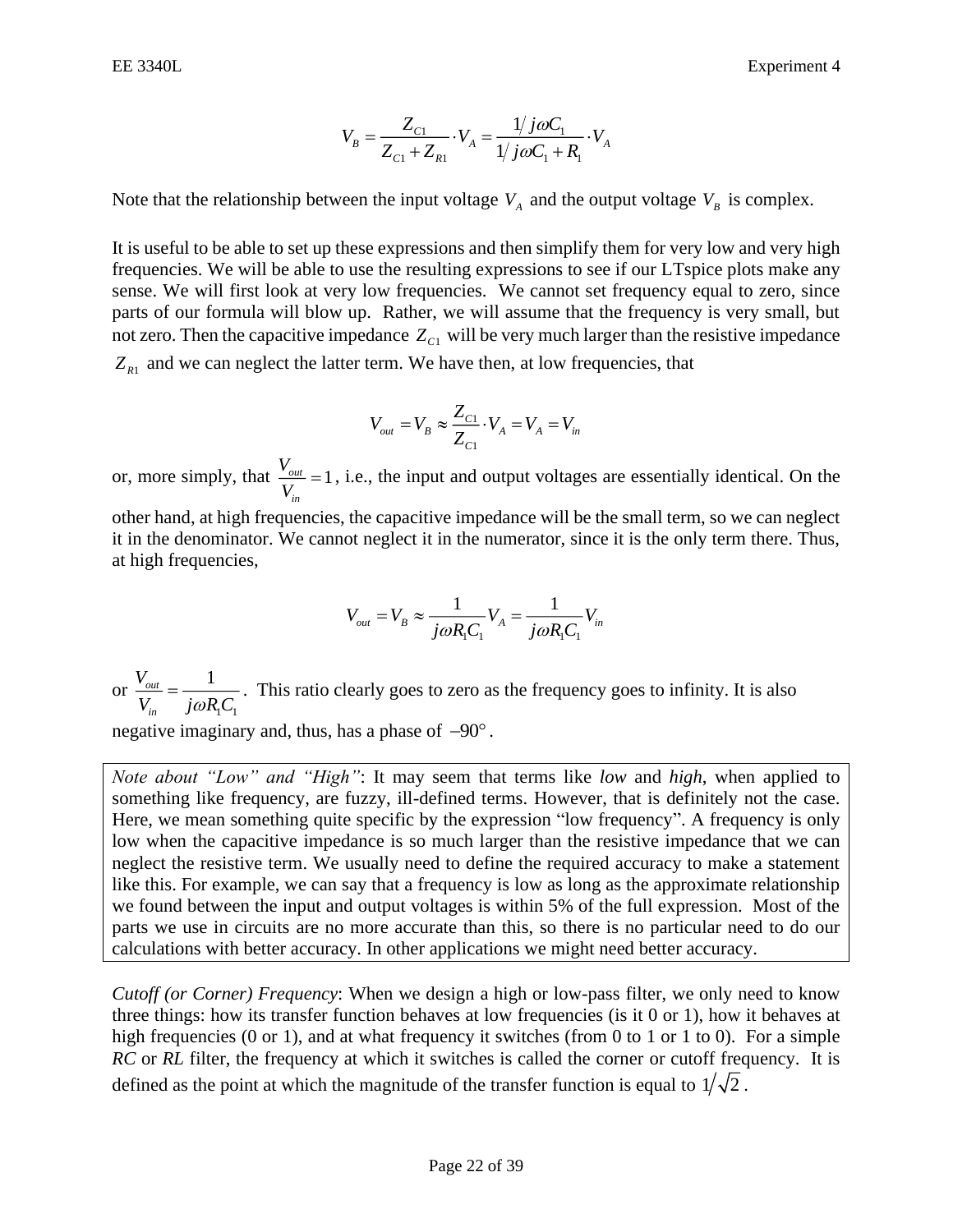$$V_B = \frac{Z_{C1}}{Z_{C1} + Z_{R1}} \cdot V_A = \frac{1/j\omega C_1}{1/j\omega C_1 + R_1} \cdot V_A$$

Note that the relationship between the input voltage $V_A$ and the output voltage $V_B$ is complex.

It is useful to be able to set up these expressions and then simplify them for very low and very high frequencies. We will be able to use the resulting expressions to see if our LTspice plots make any sense. We will first look at very low frequencies. We cannot set frequency equal to zero, since parts of our formula will blow up. Rather, we will assume that the frequency is very small, but not zero. Then the capacitive impedance $Z_{C1}$ will be very much larger than the resistive impedance $Z_{R1}$ and we can neglect the latter term. We have then, at low frequencies, that

$$V_{out} = V_B \approx \frac{Z_{C1}}{Z_{C1}} \cdot V_A = V_A = V_{in}$$

or, more simply, that $\frac{V_{out}}{V_{in}} = 1$, i.e., the input and output voltages are essentially identical. On the other hand, at high frequencies, the capacitive impedance will be the small term, so we can neglect it in the denominator. We cannot neglect it in the numerator, since it is the only term there. Thus, at high frequencies,

$$V_{out} = V_B \approx \frac{1}{j\omega R_1 C_1} V_A = \frac{1}{j\omega R_1 C_1} V_{in}$$

or $\frac{V_{out}}{V_{in}} = \frac{1}{j\omega R_1 C_1}$. This ratio clearly goes to zero as the frequency goes to infinity. It is also negative imaginary and, thus, has a phase of $-90°$.

> *Note about "Low" and "High"*: It may seem that terms like *low* and *high*, when applied to something like frequency, are fuzzy, ill-defined terms. However, that is definitely not the case. Here, we mean something quite specific by the expression "low frequency". A frequency is only low when the capacitive impedance is so much larger than the resistive impedance that we can neglect the resistive term. We usually need to define the required accuracy to make a statement like this. For example, we can say that a frequency is low as long as the approximate relationship we found between the input and output voltages is within 5% of the full expression. Most of the parts we use in circuits are no more accurate than this, so there is no particular need to do our calculations with better accuracy. In other applications we might need better accuracy.

*Cutoff (or Corner) Frequency*: When we design a high or low-pass filter, we only need to know three things: how its transfer function behaves at low frequencies (is it 0 or 1), how it behaves at high frequencies (0 or 1), and at what frequency it switches (from 0 to 1 or 1 to 0). For a simple *RC* or *RL* filter, the frequency at which it switches is called the corner or cutoff frequency. It is defined as the point at which the magnitude of the transfer function is equal to $1/\sqrt{2}$.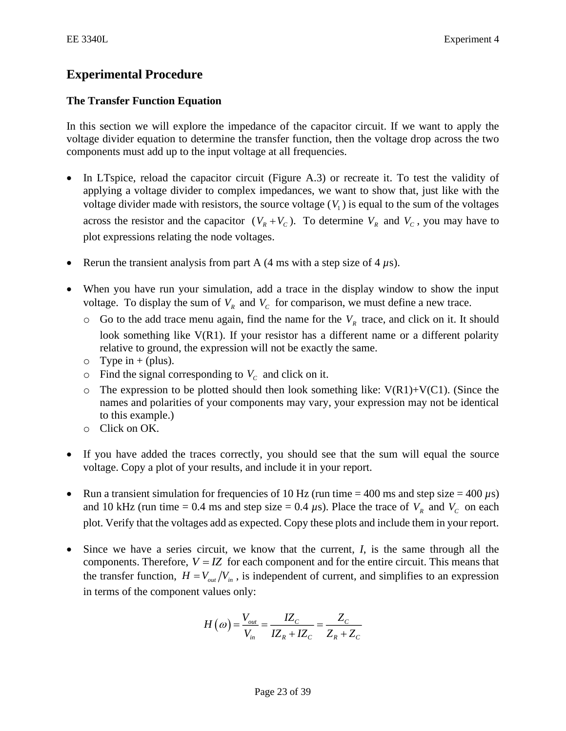## Experimental Procedure

### The Transfer Function Equation

In this section we will explore the impedance of the capacitor circuit. If we want to apply the voltage divider equation to determine the transfer function, then the voltage drop across the two components must add up to the input voltage at all frequencies.

- In LTspice, reload the capacitor circuit (Figure A.3) or recreate it. To test the validity of applying a voltage divider to complex impedances, we want to show that, just like with the voltage divider made with resistors, the source voltage ($V_1$) is equal to the sum of the voltages across the resistor and the capacitor ($V_R + V_C$). To determine $V_R$ and $V_C$, you may have to plot expressions relating the node voltages.

- Rerun the transient analysis from part A (4 ms with a step size of 4 $\mu$s).

- When you have run your simulation, add a trace in the display window to show the input voltage. To display the sum of $V_R$ and $V_C$ for comparison, we must define a new trace.
  - Go to the add trace menu again, find the name for the $V_R$ trace, and click on it. It should look something like V(R1). If your resistor has a different name or a different polarity relative to ground, the expression will not be exactly the same.
  - Type in + (plus).
  - Find the signal corresponding to $V_C$ and click on it.
  - The expression to be plotted should then look something like: V(R1)+V(C1). (Since the names and polarities of your components may vary, your expression may not be identical to this example.)
  - Click on OK.

- If you have added the traces correctly, you should see that the sum will equal the source voltage. Copy a plot of your results, and include it in your report.

- Run a transient simulation for frequencies of 10 Hz (run time = 400 ms and step size = 400 $\mu$s) and 10 kHz (run time = 0.4 ms and step size = 0.4 $\mu$s). Place the trace of $V_R$ and $V_C$ on each plot. Verify that the voltages add as expected. Copy these plots and include them in your report.

- Since we have a series circuit, we know that the current, $I$, is the same through all the components. Therefore, $V = IZ$ for each component and for the entire circuit. This means that the transfer function, $H = V_{out}/V_{in}$, is independent of current, and simplifies to an expression in terms of the component values only:

$$H(\omega) = \frac{V_{out}}{V_{in}} = \frac{IZ_C}{IZ_R + IZ_C} = \frac{Z_C}{Z_R + Z_C}$$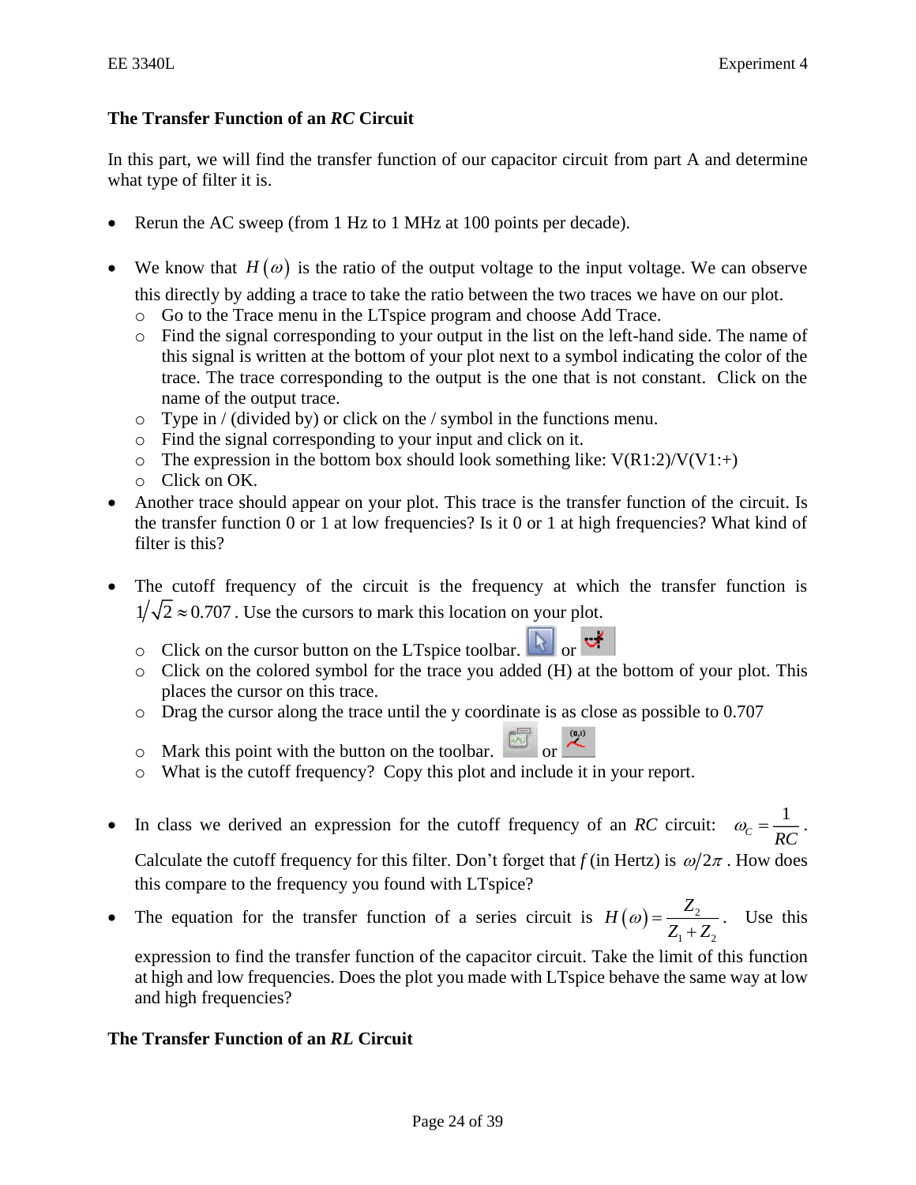### The Transfer Function of an *RC* Circuit

In this part, we will find the transfer function of our capacitor circuit from part A and determine what type of filter it is.

- Rerun the AC sweep (from 1 Hz to 1 MHz at 100 points per decade).

- We know that $H(\omega)$ is the ratio of the output voltage to the input voltage. We can observe this directly by adding a trace to take the ratio between the two traces we have on our plot.
  - Go to the Trace menu in the LTspice program and choose Add Trace.
  - Find the signal corresponding to your output in the list on the left-hand side. The name of this signal is written at the bottom of your plot next to a symbol indicating the color of the trace. The trace corresponding to the output is the one that is not constant. Click on the name of the output trace.
  - Type in / (divided by) or click on the / symbol in the functions menu.
  - Find the signal corresponding to your input and click on it.
  - The expression in the bottom box should look something like: V(R1:2)/V(V1:+)
  - Click on OK.
- Another trace should appear on your plot. This trace is the transfer function of the circuit. Is the transfer function 0 or 1 at low frequencies? Is it 0 or 1 at high frequencies? What kind of filter is this?

- The cutoff frequency of the circuit is the frequency at which the transfer function is $1/\sqrt{2} \approx 0.707$. Use the cursors to mark this location on your plot.
  - Click on the cursor button on the LTspice toolbar. or
  - Click on the colored symbol for the trace you added (H) at the bottom of your plot. This places the cursor on this trace.
  - Drag the cursor along the trace until the y coordinate is as close as possible to 0.707
  - Mark this point with the button on the toolbar. or
  - What is the cutoff frequency? Copy this plot and include it in your report.

- In class we derived an expression for the cutoff frequency of an *RC* circuit: $\omega_C = \dfrac{1}{RC}$. Calculate the cutoff frequency for this filter. Don't forget that *f* (in Hertz) is $\omega/2\pi$. How does this compare to the frequency you found with LTspice?

- The equation for the transfer function of a series circuit is $H(\omega) = \dfrac{Z_2}{Z_1 + Z_2}$. Use this expression to find the transfer function of the capacitor circuit. Take the limit of this function at high and low frequencies. Does the plot you made with LTspice behave the same way at low and high frequencies?

### The Transfer Function of an *RL* Circuit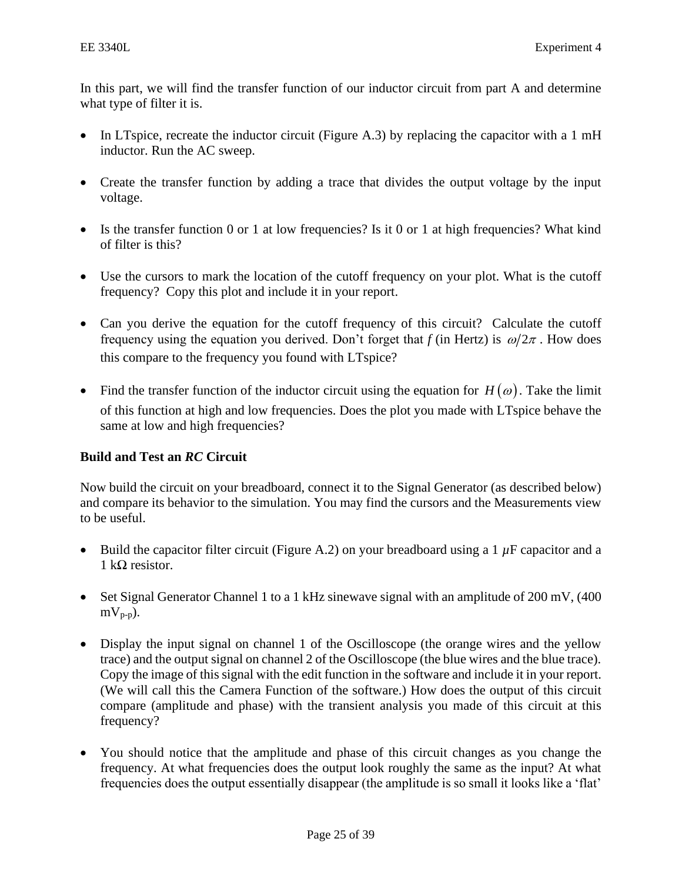In this part, we will find the transfer function of our inductor circuit from part A and determine what type of filter it is.

- In LTspice, recreate the inductor circuit (Figure A.3) by replacing the capacitor with a 1 mH inductor. Run the AC sweep.
- Create the transfer function by adding a trace that divides the output voltage by the input voltage.
- Is the transfer function 0 or 1 at low frequencies? Is it 0 or 1 at high frequencies? What kind of filter is this?
- Use the cursors to mark the location of the cutoff frequency on your plot. What is the cutoff frequency? Copy this plot and include it in your report.
- Can you derive the equation for the cutoff frequency of this circuit? Calculate the cutoff frequency using the equation you derived. Don't forget that *f* (in Hertz) is $\omega/2\pi$. How does this compare to the frequency you found with LTspice?
- Find the transfer function of the inductor circuit using the equation for $H(\omega)$. Take the limit of this function at high and low frequencies. Does the plot you made with LTspice behave the same at low and high frequencies?

### Build and Test an *RC* Circuit

Now build the circuit on your breadboard, connect it to the Signal Generator (as described below) and compare its behavior to the simulation. You may find the cursors and the Measurements view to be useful.

- Build the capacitor filter circuit (Figure A.2) on your breadboard using a 1 $\mu$F capacitor and a 1 k$\Omega$ resistor.
- Set Signal Generator Channel 1 to a 1 kHz sinewave signal with an amplitude of 200 mV, (400 $mV_{p\text{-}p}$).
- Display the input signal on channel 1 of the Oscilloscope (the orange wires and the yellow trace) and the output signal on channel 2 of the Oscilloscope (the blue wires and the blue trace). Copy the image of this signal with the edit function in the software and include it in your report. (We will call this the Camera Function of the software.) How does the output of this circuit compare (amplitude and phase) with the transient analysis you made of this circuit at this frequency?
- You should notice that the amplitude and phase of this circuit changes as you change the frequency. At what frequencies does the output look roughly the same as the input? At what frequencies does the output essentially disappear (the amplitude is so small it looks like a 'flat'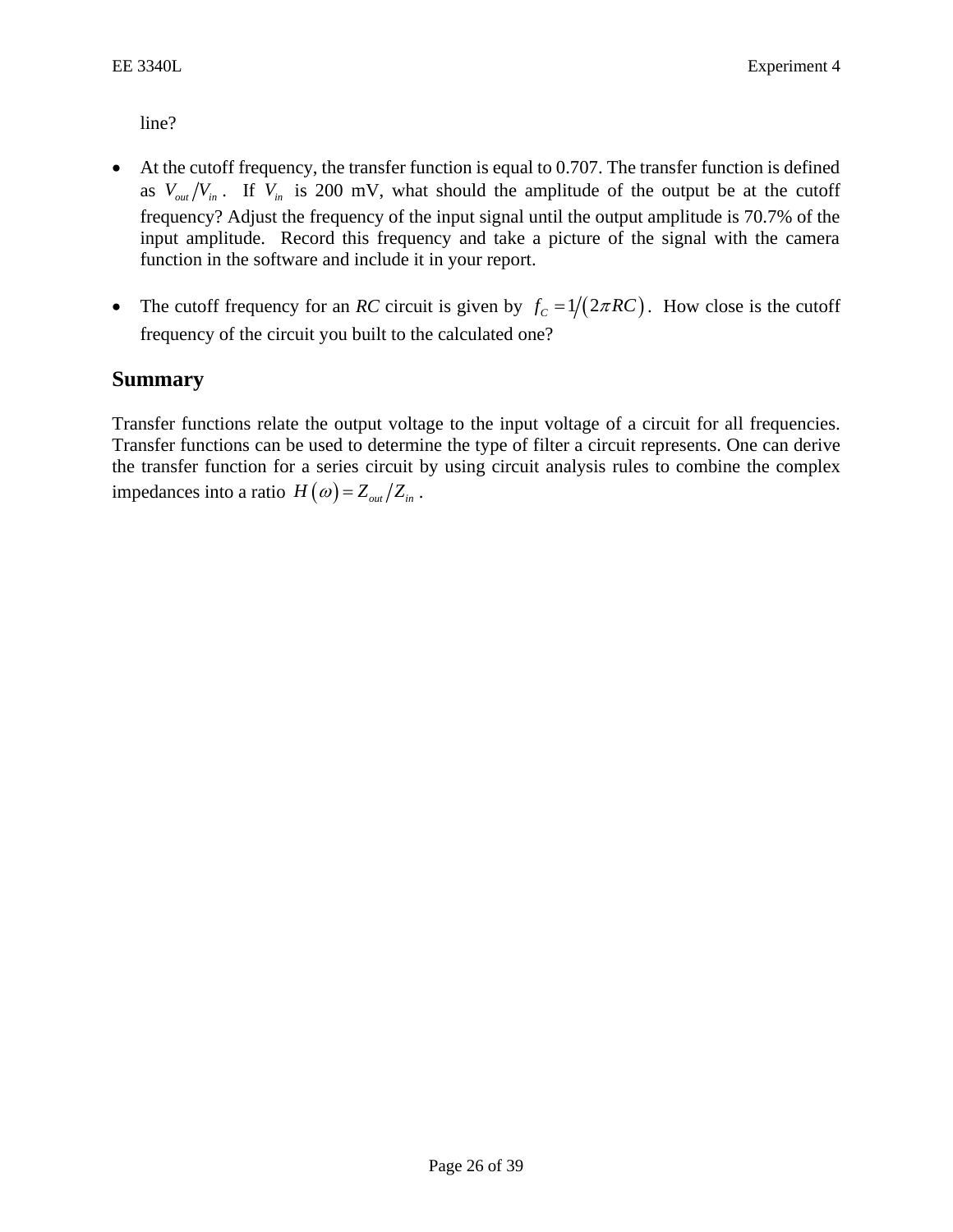line?

- At the cutoff frequency, the transfer function is equal to 0.707. The transfer function is defined as $V_{out}/V_{in}$. If $V_{in}$ is 200 mV, what should the amplitude of the output be at the cutoff frequency? Adjust the frequency of the input signal until the output amplitude is 70.7% of the input amplitude. Record this frequency and take a picture of the signal with the camera function in the software and include it in your report.

- The cutoff frequency for an *RC* circuit is given by $f_C = 1/(2\pi RC)$. How close is the cutoff frequency of the circuit you built to the calculated one?

## Summary

Transfer functions relate the output voltage to the input voltage of a circuit for all frequencies. Transfer functions can be used to determine the type of filter a circuit represents. One can derive the transfer function for a series circuit by using circuit analysis rules to combine the complex impedances into a ratio $H(\omega) = Z_{out}/Z_{in}$ .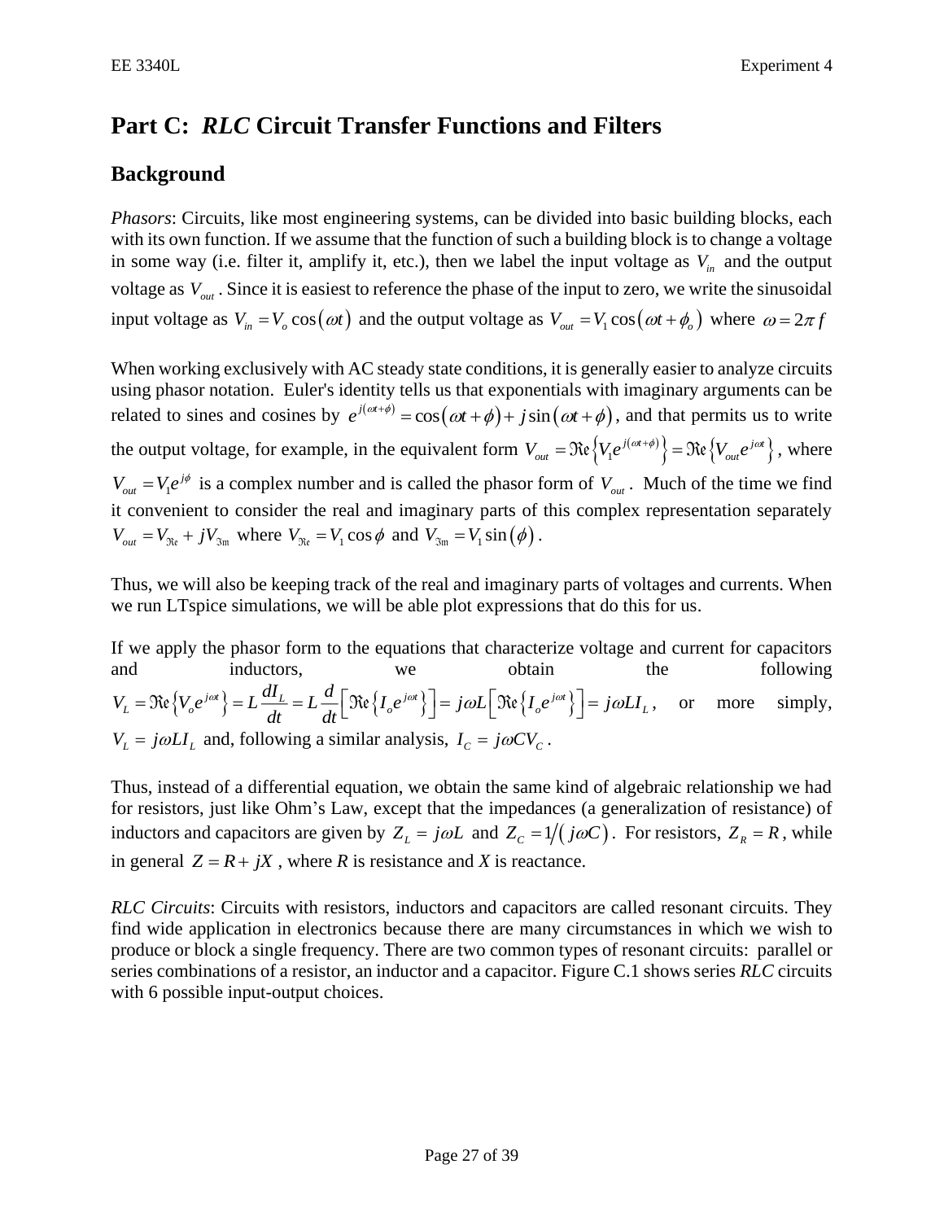# Part C: *RLC* Circuit Transfer Functions and Filters

## Background

*Phasors*: Circuits, like most engineering systems, can be divided into basic building blocks, each with its own function. If we assume that the function of such a building block is to change a voltage in some way (i.e. filter it, amplify it, etc.), then we label the input voltage as $V_{in}$ and the output voltage as $V_{out}$. Since it is easiest to reference the phase of the input to zero, we write the sinusoidal input voltage as $V_{in} = V_o \cos(\omega t)$ and the output voltage as $V_{out} = V_1 \cos(\omega t + \phi_o)$ where $\omega = 2\pi f$

When working exclusively with AC steady state conditions, it is generally easier to analyze circuits using phasor notation. Euler's identity tells us that exponentials with imaginary arguments can be related to sines and cosines by $e^{j(\omega t+\phi)} = \cos(\omega t + \phi) + j\sin(\omega t + \phi)$, and that permits us to write the output voltage, for example, in the equivalent form $V_{out} = \Re\mathrm{e}\left\{V_1 e^{j(\omega t+\phi)}\right\} = \Re\mathrm{e}\left\{V_{out} e^{j\omega t}\right\}$, where $V_{out} = V_1 e^{j\phi}$ is a complex number and is called the phasor form of $V_{out}$. Much of the time we find it convenient to consider the real and imaginary parts of this complex representation separately $V_{out} = V_{\Re\mathrm{e}} + jV_{\Im\mathrm{m}}$ where $V_{\Re\mathrm{e}} = V_1 \cos\phi$ and $V_{\Im\mathrm{m}} = V_1 \sin(\phi)$.

Thus, we will also be keeping track of the real and imaginary parts of voltages and currents. When we run LTspice simulations, we will be able plot expressions that do this for us.

If we apply the phasor form to the equations that characterize voltage and current for capacitors and inductors, we obtain the following $V_L = \Re\mathrm{e}\left\{V_o e^{j\omega t}\right\} = L\dfrac{dI_L}{dt} = L\dfrac{d}{dt}\left[\Re\mathrm{e}\left\{I_o e^{j\omega t}\right\}\right] = j\omega L\left[\Re\mathrm{e}\left\{I_o e^{j\omega t}\right\}\right] = j\omega L I_L$, or more simply, $V_L = j\omega L I_L$ and, following a similar analysis, $I_C = j\omega C V_C$.

Thus, instead of a differential equation, we obtain the same kind of algebraic relationship we had for resistors, just like Ohm's Law, except that the impedances (a generalization of resistance) of inductors and capacitors are given by $Z_L = j\omega L$ and $Z_C = 1/(j\omega C)$. For resistors, $Z_R = R$, while in general $Z = R + jX$, where *R* is resistance and *X* is reactance.

*RLC Circuits*: Circuits with resistors, inductors and capacitors are called resonant circuits. They find wide application in electronics because there are many circumstances in which we wish to produce or block a single frequency. There are two common types of resonant circuits: parallel or series combinations of a resistor, an inductor and a capacitor. Figure C.1 shows series *RLC* circuits with 6 possible input-output choices.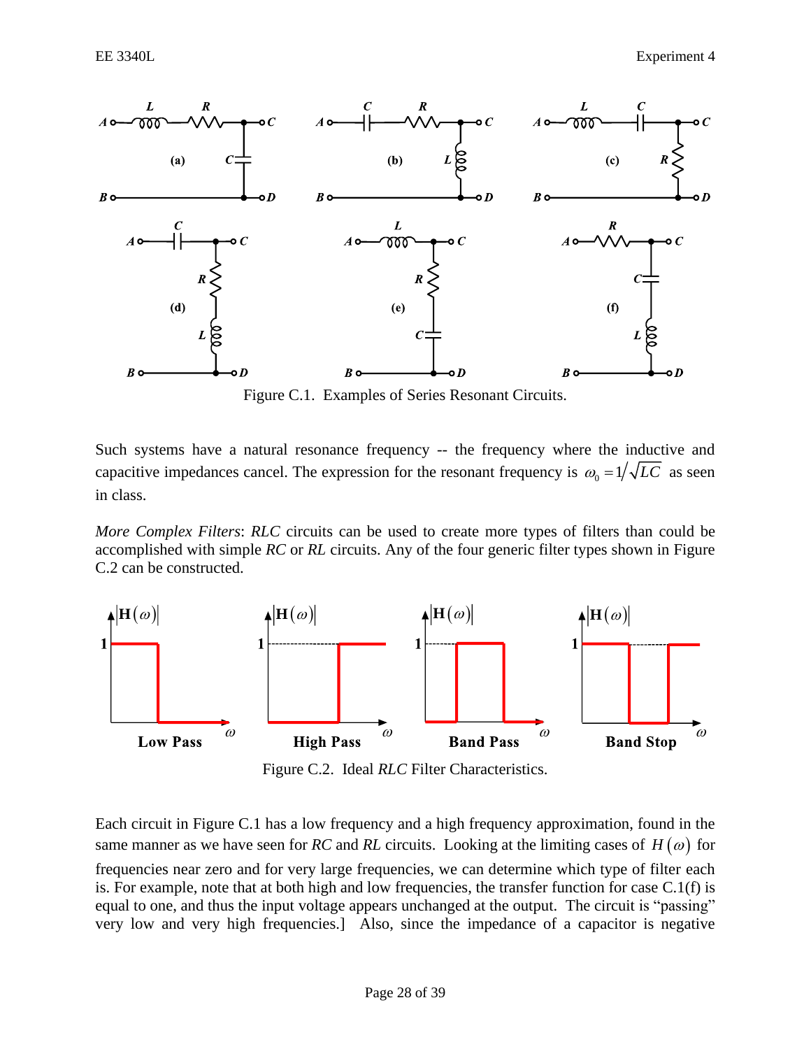Figure C.1. Examples of Series Resonant Circuits.

Such systems have a natural resonance frequency -- the frequency where the inductive and capacitive impedances cancel. The expression for the resonant frequency is $\omega_0 = 1/\sqrt{LC}$ as seen in class.

*More Complex Filters*: *RLC* circuits can be used to create more types of filters than could be accomplished with simple *RC* or *RL* circuits. Any of the four generic filter types shown in Figure C.2 can be constructed.

Figure C.2. Ideal *RLC* Filter Characteristics.

Each circuit in Figure C.1 has a low frequency and a high frequency approximation, found in the same manner as we have seen for *RC* and *RL* circuits. Looking at the limiting cases of $H(\omega)$ for frequencies near zero and for very large frequencies, we can determine which type of filter each is. For example, note that at both high and low frequencies, the transfer function for case C.1(f) is equal to one, and thus the input voltage appears unchanged at the output. The circuit is "passing" very low and very high frequencies.] Also, since the impedance of a capacitor is negative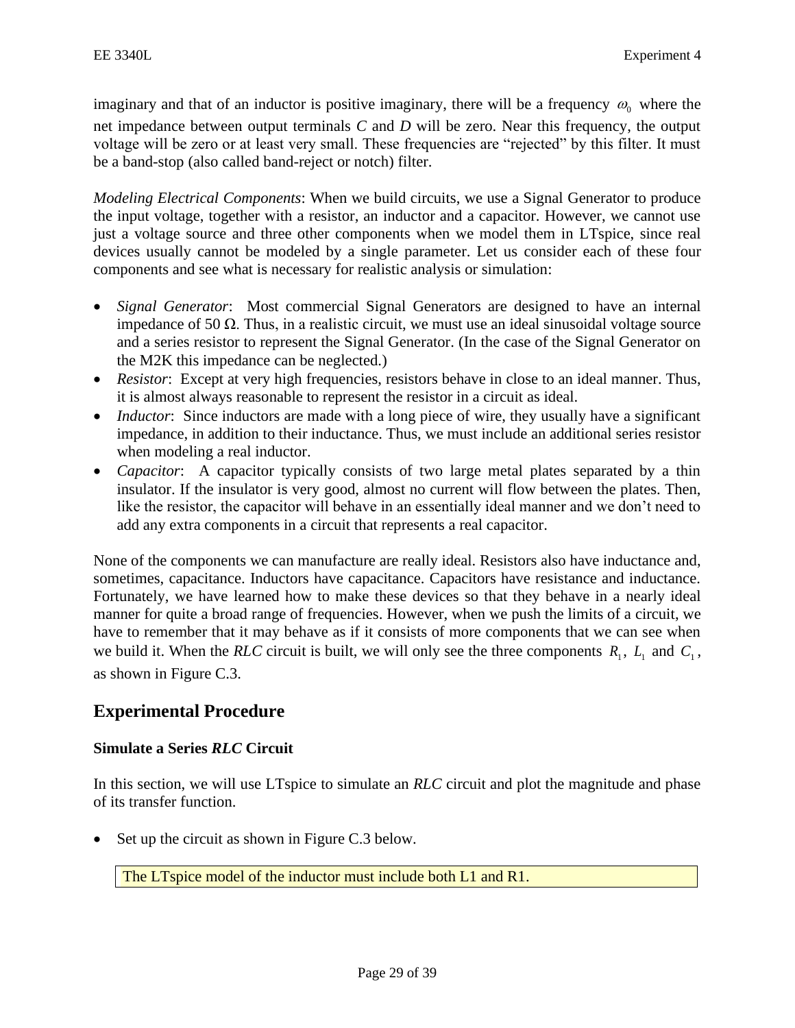imaginary and that of an inductor is positive imaginary, there will be a frequency $\omega_0$ where the net impedance between output terminals *C* and *D* will be zero. Near this frequency, the output voltage will be zero or at least very small. These frequencies are "rejected" by this filter. It must be a band-stop (also called band-reject or notch) filter.

*Modeling Electrical Components*: When we build circuits, we use a Signal Generator to produce the input voltage, together with a resistor, an inductor and a capacitor. However, we cannot use just a voltage source and three other components when we model them in LTspice, since real devices usually cannot be modeled by a single parameter. Let us consider each of these four components and see what is necessary for realistic analysis or simulation:

- *Signal Generator*: Most commercial Signal Generators are designed to have an internal impedance of 50 Ω. Thus, in a realistic circuit, we must use an ideal sinusoidal voltage source and a series resistor to represent the Signal Generator. (In the case of the Signal Generator on the M2K this impedance can be neglected.)
- *Resistor*: Except at very high frequencies, resistors behave in close to an ideal manner. Thus, it is almost always reasonable to represent the resistor in a circuit as ideal.
- *Inductor*: Since inductors are made with a long piece of wire, they usually have a significant impedance, in addition to their inductance. Thus, we must include an additional series resistor when modeling a real inductor.
- *Capacitor*: A capacitor typically consists of two large metal plates separated by a thin insulator. If the insulator is very good, almost no current will flow between the plates. Then, like the resistor, the capacitor will behave in an essentially ideal manner and we don't need to add any extra components in a circuit that represents a real capacitor.

None of the components we can manufacture are really ideal. Resistors also have inductance and, sometimes, capacitance. Inductors have capacitance. Capacitors have resistance and inductance. Fortunately, we have learned how to make these devices so that they behave in a nearly ideal manner for quite a broad range of frequencies. However, when we push the limits of a circuit, we have to remember that it may behave as if it consists of more components that we can see when we build it. When the *RLC* circuit is built, we will only see the three components $R_1$, $L_1$ and $C_1$, as shown in Figure C.3.

## Experimental Procedure

### Simulate a Series *RLC* Circuit

In this section, we will use LTspice to simulate an *RLC* circuit and plot the magnitude and phase of its transfer function.

- Set up the circuit as shown in Figure C.3 below.

The LTspice model of the inductor must include both L1 and R1.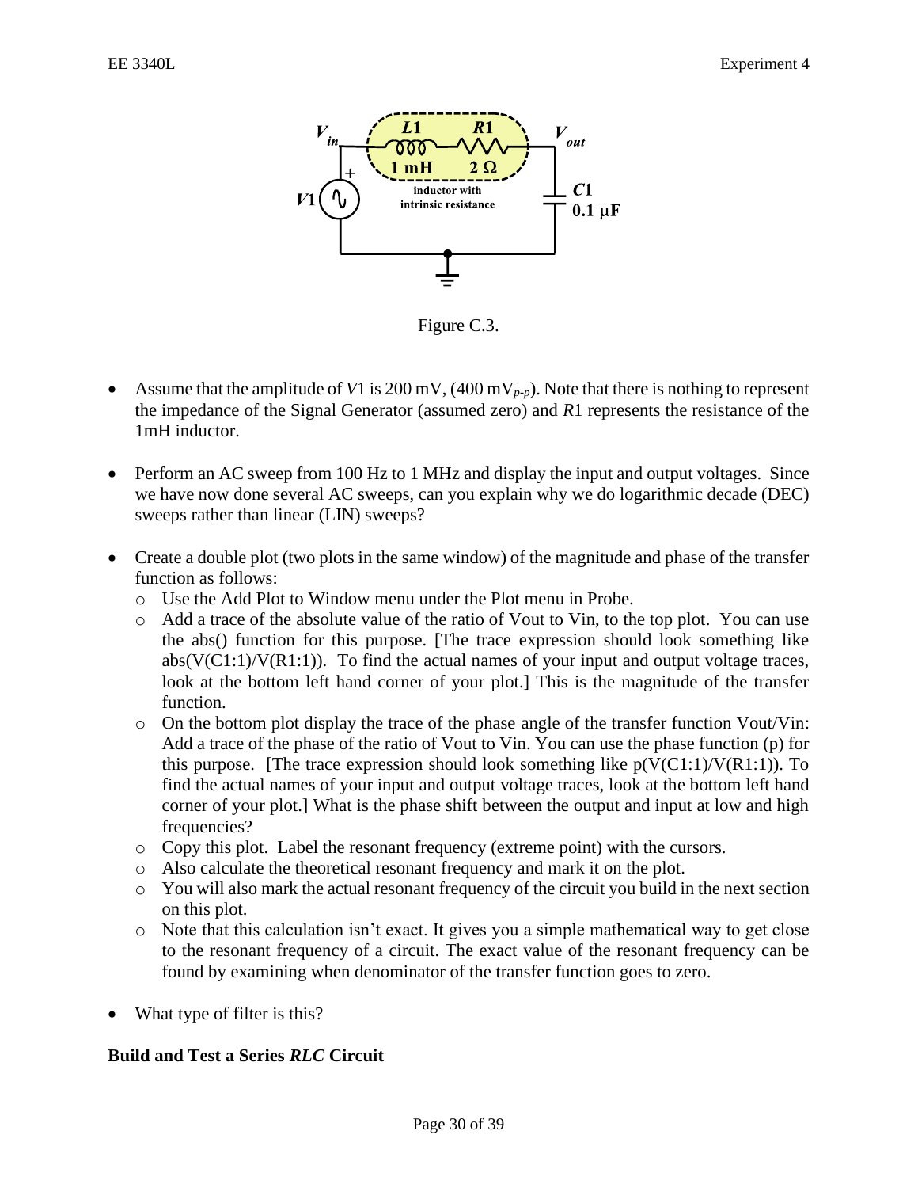Figure C.3.

- Assume that the amplitude of $V1$ is 200 mV, (400 $mV_{p\text{-}p}$). Note that there is nothing to represent the impedance of the Signal Generator (assumed zero) and $R1$ represents the resistance of the 1mH inductor.

- Perform an AC sweep from 100 Hz to 1 MHz and display the input and output voltages. Since we have now done several AC sweeps, can you explain why we do logarithmic decade (DEC) sweeps rather than linear (LIN) sweeps?

- Create a double plot (two plots in the same window) of the magnitude and phase of the transfer function as follows:
  - Use the Add Plot to Window menu under the Plot menu in Probe.
  - Add a trace of the absolute value of the ratio of Vout to Vin, to the top plot. You can use the abs() function for this purpose. [The trace expression should look something like abs(V(C1:1)/V(R1:1)). To find the actual names of your input and output voltage traces, look at the bottom left hand corner of your plot.] This is the magnitude of the transfer function.
  - On the bottom plot display the trace of the phase angle of the transfer function Vout/Vin: Add a trace of the phase of the ratio of Vout to Vin. You can use the phase function (p) for this purpose. [The trace expression should look something like p(V(C1:1)/V(R1:1)). To find the actual names of your input and output voltage traces, look at the bottom left hand corner of your plot.] What is the phase shift between the output and input at low and high frequencies?
  - Copy this plot. Label the resonant frequency (extreme point) with the cursors.
  - Also calculate the theoretical resonant frequency and mark it on the plot.
  - You will also mark the actual resonant frequency of the circuit you build in the next section on this plot.
  - Note that this calculation isn't exact. It gives you a simple mathematical way to get close to the resonant frequency of a circuit. The exact value of the resonant frequency can be found by examining when denominator of the transfer function goes to zero.

- What type of filter is this?

### Build and Test a Series *RLC* Circuit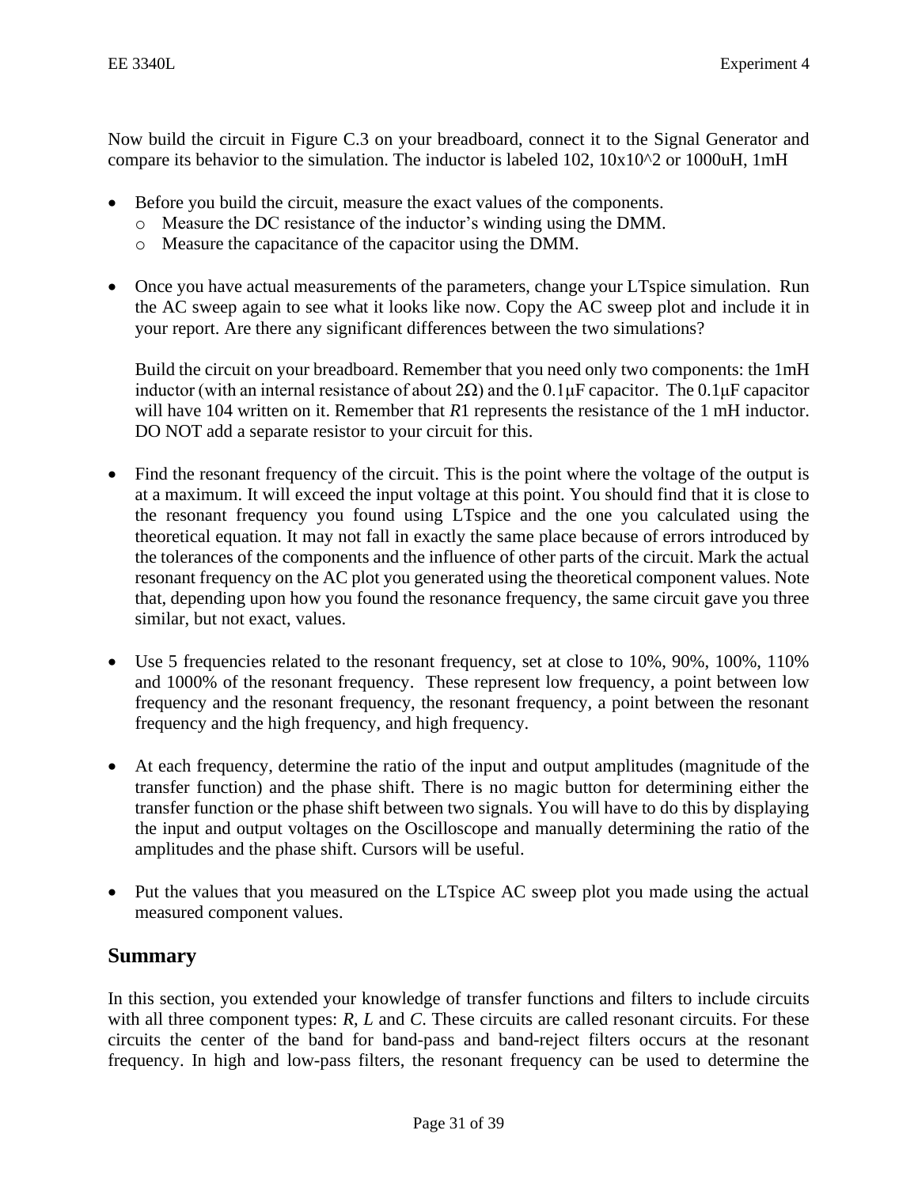Now build the circuit in Figure C.3 on your breadboard, connect it to the Signal Generator and compare its behavior to the simulation. The inductor is labeled 102, 10x10^2 or 1000uH, 1mH

- Before you build the circuit, measure the exact values of the components.
  - Measure the DC resistance of the inductor's winding using the DMM.
  - Measure the capacitance of the capacitor using the DMM.

- Once you have actual measurements of the parameters, change your LTspice simulation. Run the AC sweep again to see what it looks like now. Copy the AC sweep plot and include it in your report. Are there any significant differences between the two simulations?

  Build the circuit on your breadboard. Remember that you need only two components: the 1mH inductor (with an internal resistance of about 2Ω) and the 0.1μF capacitor. The 0.1μF capacitor will have 104 written on it. Remember that *R*1 represents the resistance of the 1 mH inductor. DO NOT add a separate resistor to your circuit for this.

- Find the resonant frequency of the circuit. This is the point where the voltage of the output is at a maximum. It will exceed the input voltage at this point. You should find that it is close to the resonant frequency you found using LTspice and the one you calculated using the theoretical equation. It may not fall in exactly the same place because of errors introduced by the tolerances of the components and the influence of other parts of the circuit. Mark the actual resonant frequency on the AC plot you generated using the theoretical component values. Note that, depending upon how you found the resonance frequency, the same circuit gave you three similar, but not exact, values.

- Use 5 frequencies related to the resonant frequency, set at close to 10%, 90%, 100%, 110% and 1000% of the resonant frequency. These represent low frequency, a point between low frequency and the resonant frequency, the resonant frequency, a point between the resonant frequency and the high frequency, and high frequency.

- At each frequency, determine the ratio of the input and output amplitudes (magnitude of the transfer function) and the phase shift. There is no magic button for determining either the transfer function or the phase shift between two signals. You will have to do this by displaying the input and output voltages on the Oscilloscope and manually determining the ratio of the amplitudes and the phase shift. Cursors will be useful.

- Put the values that you measured on the LTspice AC sweep plot you made using the actual measured component values.

## Summary

In this section, you extended your knowledge of transfer functions and filters to include circuits with all three component types: *R*, *L* and *C*. These circuits are called resonant circuits. For these circuits the center of the band for band-pass and band-reject filters occurs at the resonant frequency. In high and low-pass filters, the resonant frequency can be used to determine the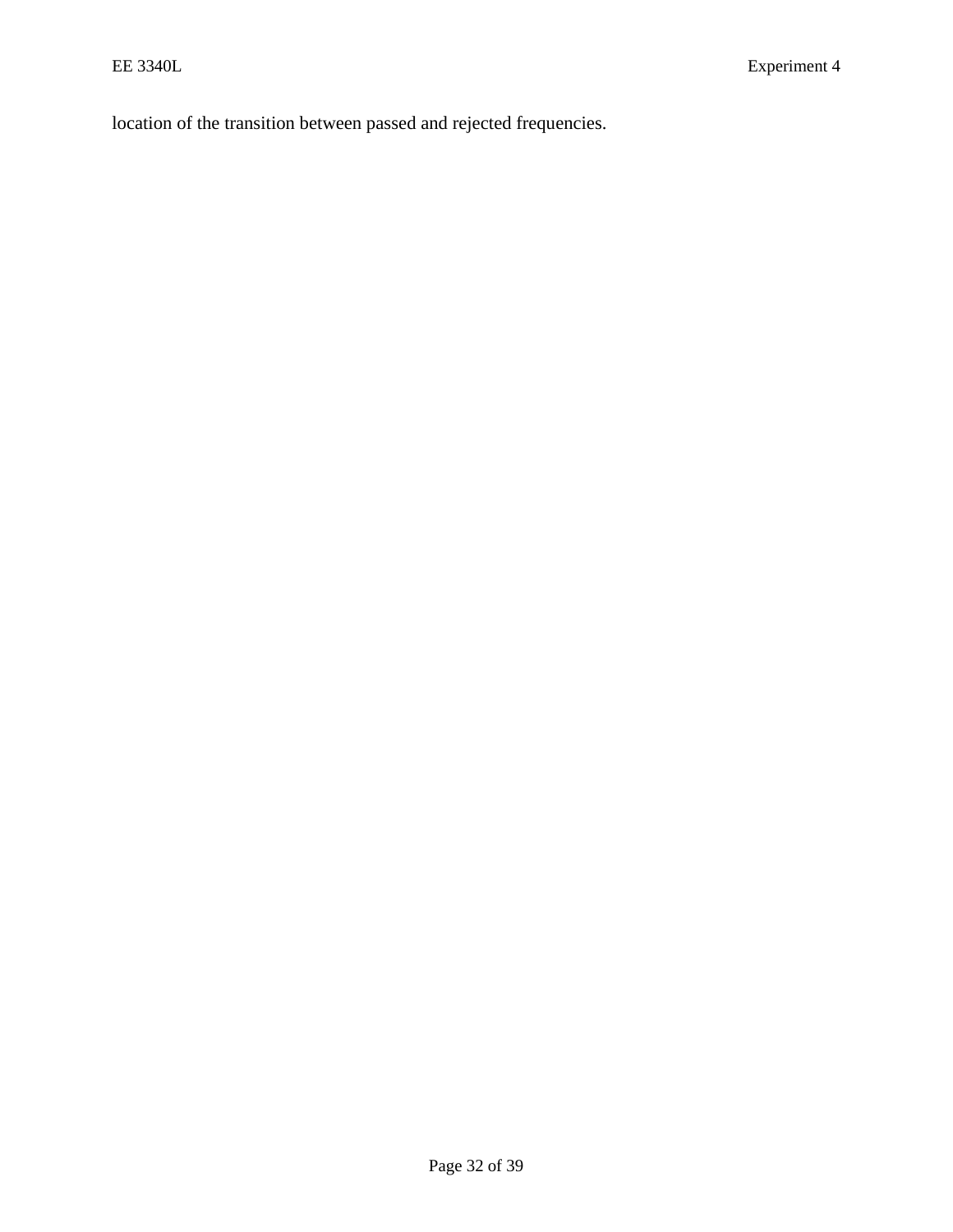location of the transition between passed and rejected frequencies.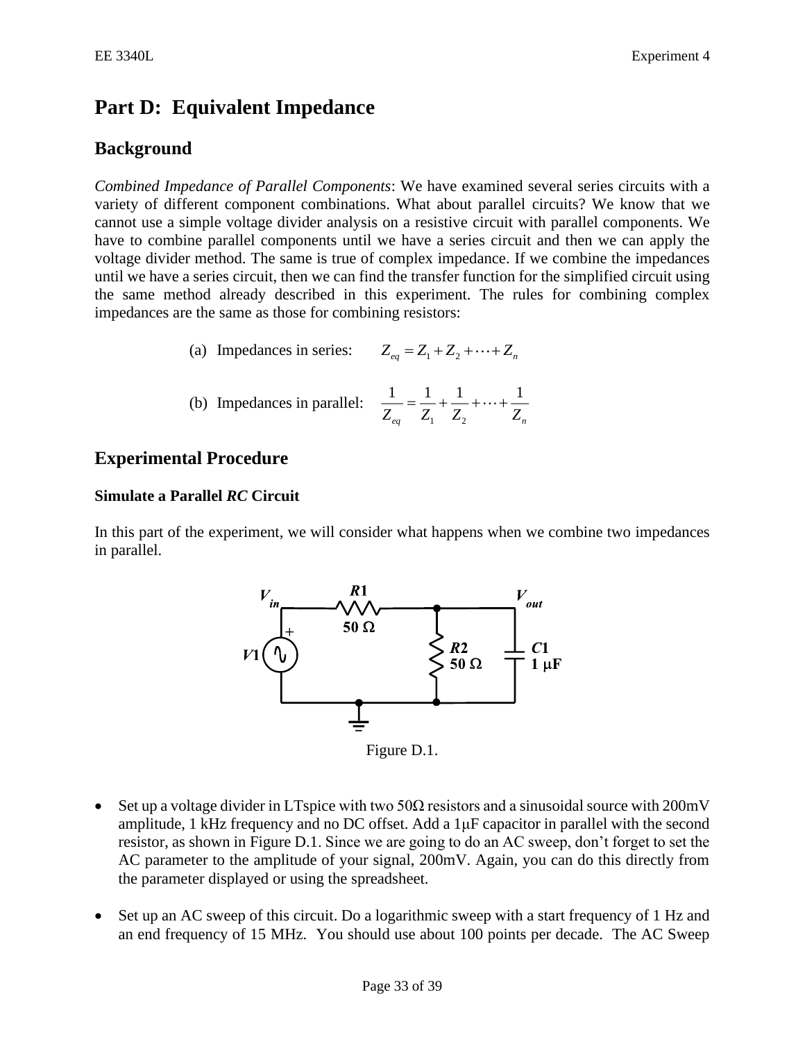# Part D: Equivalent Impedance

## Background

*Combined Impedance of Parallel Components*: We have examined several series circuits with a variety of different component combinations. What about parallel circuits? We know that we cannot use a simple voltage divider analysis on a resistive circuit with parallel components. We have to combine parallel components until we have a series circuit and then we can apply the voltage divider method. The same is true of complex impedance. If we combine the impedances until we have a series circuit, then we can find the transfer function for the simplified circuit using the same method already described in this experiment. The rules for combining complex impedances are the same as those for combining resistors:

(a) Impedances in series: $Z_{eq} = Z_1 + Z_2 + \cdots + Z_n$

(b) Impedances in parallel: $\dfrac{1}{Z_{eq}} = \dfrac{1}{Z_1} + \dfrac{1}{Z_2} + \cdots + \dfrac{1}{Z_n}$

## Experimental Procedure

### Simulate a Parallel *RC* Circuit

In this part of the experiment, we will consider what happens when we combine two impedances in parallel.

Figure D.1.

- Set up a voltage divider in LTspice with two 50Ω resistors and a sinusoidal source with 200mV amplitude, 1 kHz frequency and no DC offset. Add a 1μF capacitor in parallel with the second resistor, as shown in Figure D.1. Since we are going to do an AC sweep, don't forget to set the AC parameter to the amplitude of your signal, 200mV. Again, you can do this directly from the parameter displayed or using the spreadsheet.

- Set up an AC sweep of this circuit. Do a logarithmic sweep with a start frequency of 1 Hz and an end frequency of 15 MHz. You should use about 100 points per decade. The AC Sweep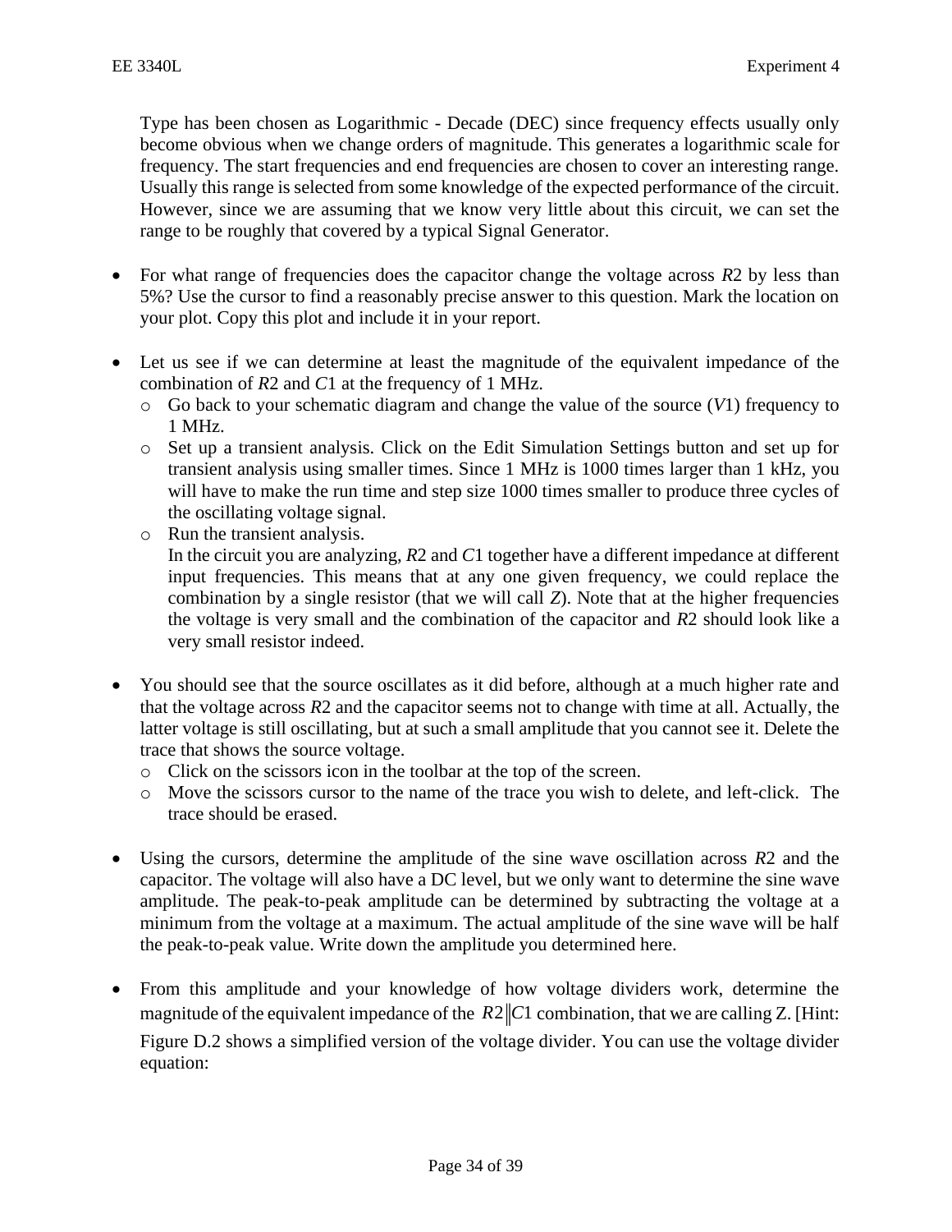Type has been chosen as Logarithmic - Decade (DEC) since frequency effects usually only become obvious when we change orders of magnitude. This generates a logarithmic scale for frequency. The start frequencies and end frequencies are chosen to cover an interesting range. Usually this range is selected from some knowledge of the expected performance of the circuit. However, since we are assuming that we know very little about this circuit, we can set the range to be roughly that covered by a typical Signal Generator.

- For what range of frequencies does the capacitor change the voltage across *R*2 by less than 5%? Use the cursor to find a reasonably precise answer to this question. Mark the location on your plot. Copy this plot and include it in your report.

- Let us see if we can determine at least the magnitude of the equivalent impedance of the combination of *R*2 and *C*1 at the frequency of 1 MHz.
  - Go back to your schematic diagram and change the value of the source (*V*1) frequency to 1 MHz.
  - Set up a transient analysis. Click on the Edit Simulation Settings button and set up for transient analysis using smaller times. Since 1 MHz is 1000 times larger than 1 kHz, you will have to make the run time and step size 1000 times smaller to produce three cycles of the oscillating voltage signal.
  - Run the transient analysis.
    In the circuit you are analyzing, *R*2 and *C*1 together have a different impedance at different input frequencies. This means that at any one given frequency, we could replace the combination by a single resistor (that we will call *Z*). Note that at the higher frequencies the voltage is very small and the combination of the capacitor and *R*2 should look like a very small resistor indeed.

- You should see that the source oscillates as it did before, although at a much higher rate and that the voltage across *R*2 and the capacitor seems not to change with time at all. Actually, the latter voltage is still oscillating, but at such a small amplitude that you cannot see it. Delete the trace that shows the source voltage.
  - Click on the scissors icon in the toolbar at the top of the screen.
  - Move the scissors cursor to the name of the trace you wish to delete, and left-click. The trace should be erased.

- Using the cursors, determine the amplitude of the sine wave oscillation across *R*2 and the capacitor. The voltage will also have a DC level, but we only want to determine the sine wave amplitude. The peak-to-peak amplitude can be determined by subtracting the voltage at a minimum from the voltage at a maximum. The actual amplitude of the sine wave will be half the peak-to-peak value. Write down the amplitude you determined here.

- From this amplitude and your knowledge of how voltage dividers work, determine the magnitude of the equivalent impedance of the $R2\|C1$ combination, that we are calling Z. [Hint: Figure D.2 shows a simplified version of the voltage divider. You can use the voltage divider equation: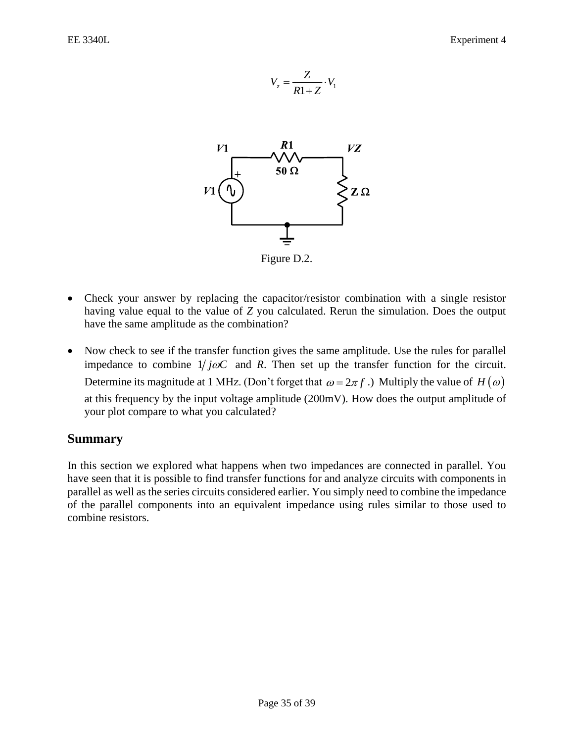$$V_z = \frac{Z}{R1 + Z} \cdot V_1$$

Figure D.2.

- Check your answer by replacing the capacitor/resistor combination with a single resistor having value equal to the value of *Z* you calculated. Rerun the simulation. Does the output have the same amplitude as the combination?

- Now check to see if the transfer function gives the same amplitude. Use the rules for parallel impedance to combine $1/j\omega C$ and *R*. Then set up the transfer function for the circuit. Determine its magnitude at 1 MHz. (Don't forget that $\omega = 2\pi f$ .) Multiply the value of $H(\omega)$ at this frequency by the input voltage amplitude (200mV). How does the output amplitude of your plot compare to what you calculated?

## Summary

In this section we explored what happens when two impedances are connected in parallel. You have seen that it is possible to find transfer functions for and analyze circuits with components in parallel as well as the series circuits considered earlier. You simply need to combine the impedance of the parallel components into an equivalent impedance using rules similar to those used to combine resistors.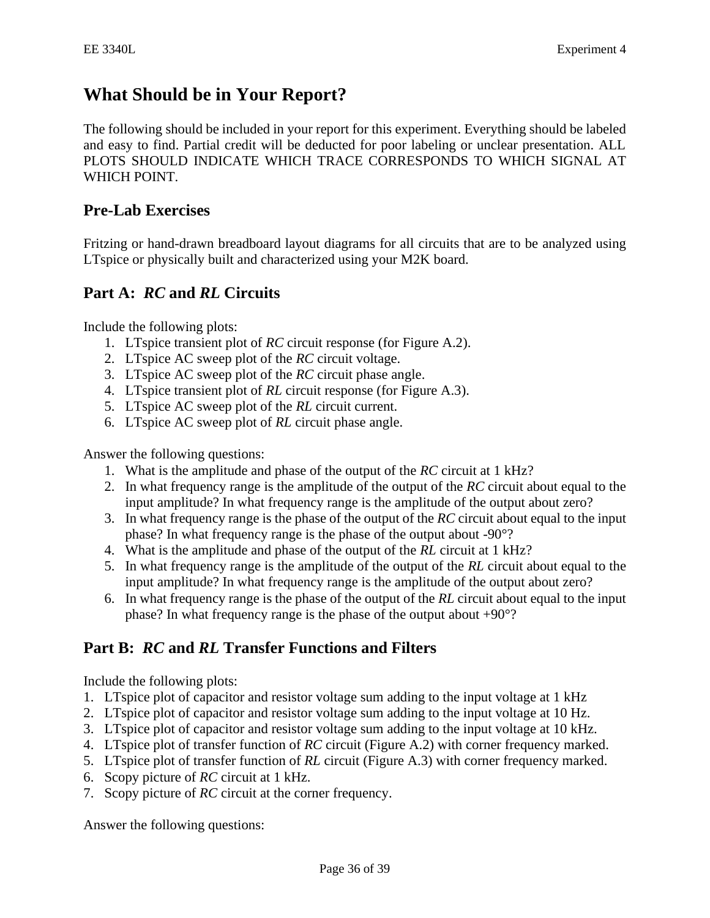# What Should be in Your Report?

The following should be included in your report for this experiment. Everything should be labeled and easy to find. Partial credit will be deducted for poor labeling or unclear presentation. ALL PLOTS SHOULD INDICATE WHICH TRACE CORRESPONDS TO WHICH SIGNAL AT WHICH POINT.

## Pre-Lab Exercises

Fritzing or hand-drawn breadboard layout diagrams for all circuits that are to be analyzed using LTspice or physically built and characterized using your M2K board.

## Part A: *RC* and *RL* Circuits

Include the following plots:

1. LTspice transient plot of *RC* circuit response (for Figure A.2).
2. LTspice AC sweep plot of the *RC* circuit voltage.
3. LTspice AC sweep plot of the *RC* circuit phase angle.
4. LTspice transient plot of *RL* circuit response (for Figure A.3).
5. LTspice AC sweep plot of the *RL* circuit current.
6. LTspice AC sweep plot of *RL* circuit phase angle.

Answer the following questions:

1. What is the amplitude and phase of the output of the *RC* circuit at 1 kHz?
2. In what frequency range is the amplitude of the output of the *RC* circuit about equal to the input amplitude? In what frequency range is the amplitude of the output about zero?
3. In what frequency range is the phase of the output of the *RC* circuit about equal to the input phase? In what frequency range is the phase of the output about -90°?
4. What is the amplitude and phase of the output of the *RL* circuit at 1 kHz?
5. In what frequency range is the amplitude of the output of the *RL* circuit about equal to the input amplitude? In what frequency range is the amplitude of the output about zero?
6. In what frequency range is the phase of the output of the *RL* circuit about equal to the input phase? In what frequency range is the phase of the output about +90°?

## Part B: *RC* and *RL* Transfer Functions and Filters

Include the following plots:

1. LTspice plot of capacitor and resistor voltage sum adding to the input voltage at 1 kHz
2. LTspice plot of capacitor and resistor voltage sum adding to the input voltage at 10 Hz.
3. LTspice plot of capacitor and resistor voltage sum adding to the input voltage at 10 kHz.
4. LTspice plot of transfer function of *RC* circuit (Figure A.2) with corner frequency marked.
5. LTspice plot of transfer function of *RL* circuit (Figure A.3) with corner frequency marked.
6. Scopy picture of *RC* circuit at 1 kHz.
7. Scopy picture of *RC* circuit at the corner frequency.

Answer the following questions: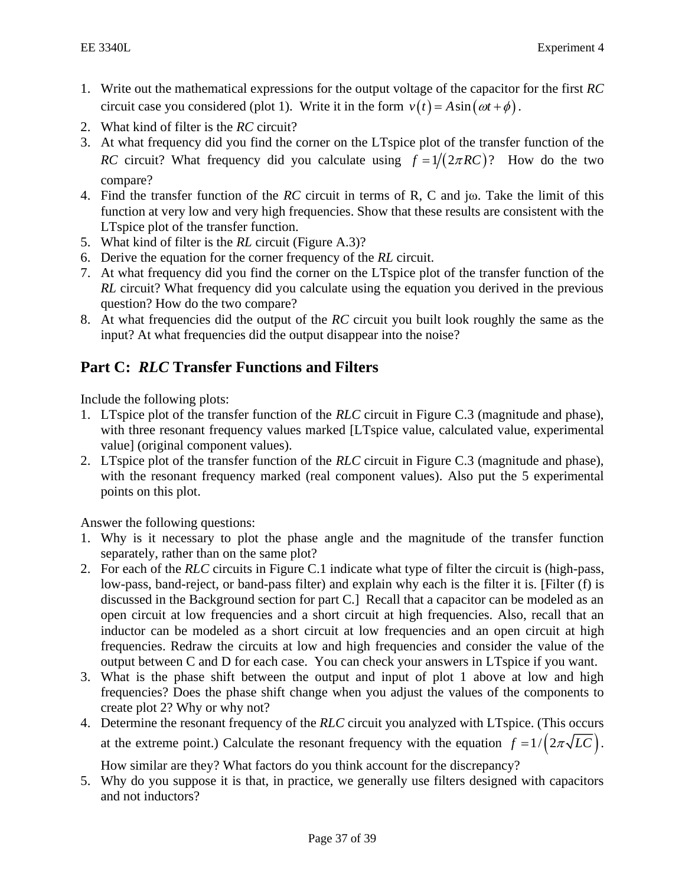1. Write out the mathematical expressions for the output voltage of the capacitor for the first *RC* circuit case you considered (plot 1). Write it in the form $v(t) = A\sin(\omega t + \phi)$.
2. What kind of filter is the *RC* circuit?
3. At what frequency did you find the corner on the LTspice plot of the transfer function of the *RC* circuit? What frequency did you calculate using $f = 1/(2\pi RC)$? How do the two compare?
4. Find the transfer function of the *RC* circuit in terms of R, C and j$\omega$. Take the limit of this function at very low and very high frequencies. Show that these results are consistent with the LTspice plot of the transfer function.
5. What kind of filter is the *RL* circuit (Figure A.3)?
6. Derive the equation for the corner frequency of the *RL* circuit.
7. At what frequency did you find the corner on the LTspice plot of the transfer function of the *RL* circuit? What frequency did you calculate using the equation you derived in the previous question? How do the two compare?
8. At what frequencies did the output of the *RC* circuit you built look roughly the same as the input? At what frequencies did the output disappear into the noise?

## Part C: *RLC* Transfer Functions and Filters

Include the following plots:

1. LTspice plot of the transfer function of the *RLC* circuit in Figure C.3 (magnitude and phase), with three resonant frequency values marked [LTspice value, calculated value, experimental value] (original component values).
2. LTspice plot of the transfer function of the *RLC* circuit in Figure C.3 (magnitude and phase), with the resonant frequency marked (real component values). Also put the 5 experimental points on this plot.

Answer the following questions:

1. Why is it necessary to plot the phase angle and the magnitude of the transfer function separately, rather than on the same plot?
2. For each of the *RLC* circuits in Figure C.1 indicate what type of filter the circuit is (high-pass, low-pass, band-reject, or band-pass filter) and explain why each is the filter it is. [Filter (f) is discussed in the Background section for part C.] Recall that a capacitor can be modeled as an open circuit at low frequencies and a short circuit at high frequencies. Also, recall that an inductor can be modeled as a short circuit at low frequencies and an open circuit at high frequencies. Redraw the circuits at low and high frequencies and consider the value of the output between C and D for each case. You can check your answers in LTspice if you want.
3. What is the phase shift between the output and input of plot 1 above at low and high frequencies? Does the phase shift change when you adjust the values of the components to create plot 2? Why or why not?
4. Determine the resonant frequency of the *RLC* circuit you analyzed with LTspice. (This occurs at the extreme point.) Calculate the resonant frequency with the equation $f = 1/\left(2\pi\sqrt{LC}\right)$. How similar are they? What factors do you think account for the discrepancy?
5. Why do you suppose it is that, in practice, we generally use filters designed with capacitors and not inductors?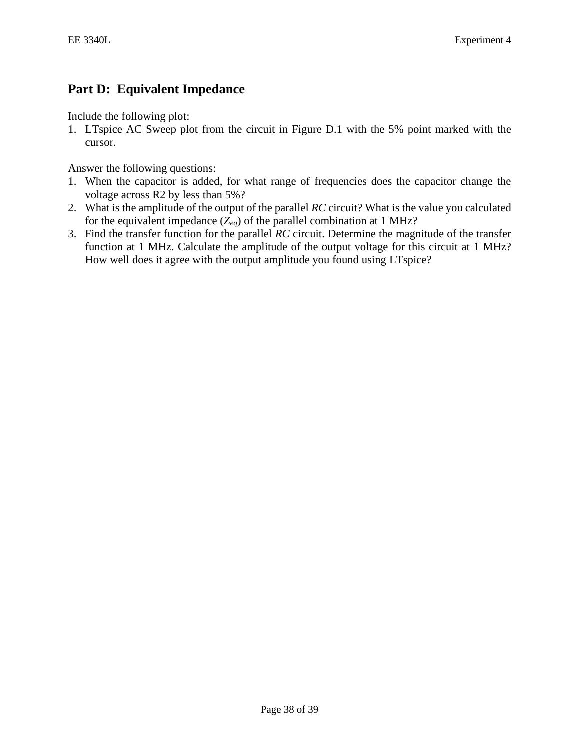## Part D: Equivalent Impedance

Include the following plot:

1. LTspice AC Sweep plot from the circuit in Figure D.1 with the 5% point marked with the cursor.

Answer the following questions:

1. When the capacitor is added, for what range of frequencies does the capacitor change the voltage across R2 by less than 5%?
2. What is the amplitude of the output of the parallel *RC* circuit? What is the value you calculated for the equivalent impedance ($Z_{eq}$) of the parallel combination at 1 MHz?
3. Find the transfer function for the parallel *RC* circuit. Determine the magnitude of the transfer function at 1 MHz. Calculate the amplitude of the output voltage for this circuit at 1 MHz? How well does it agree with the output amplitude you found using LTspice?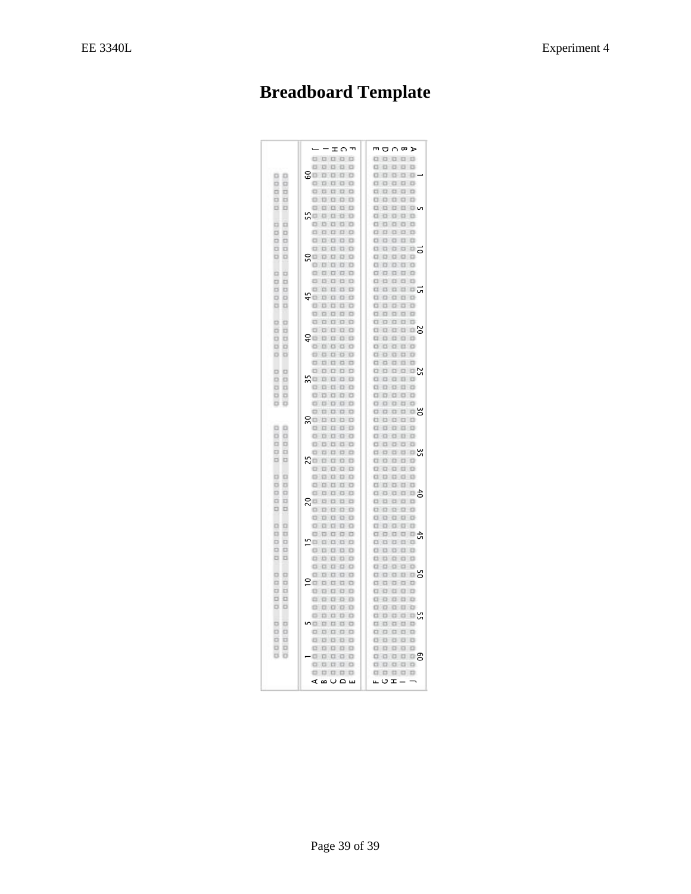# Breadboard Template